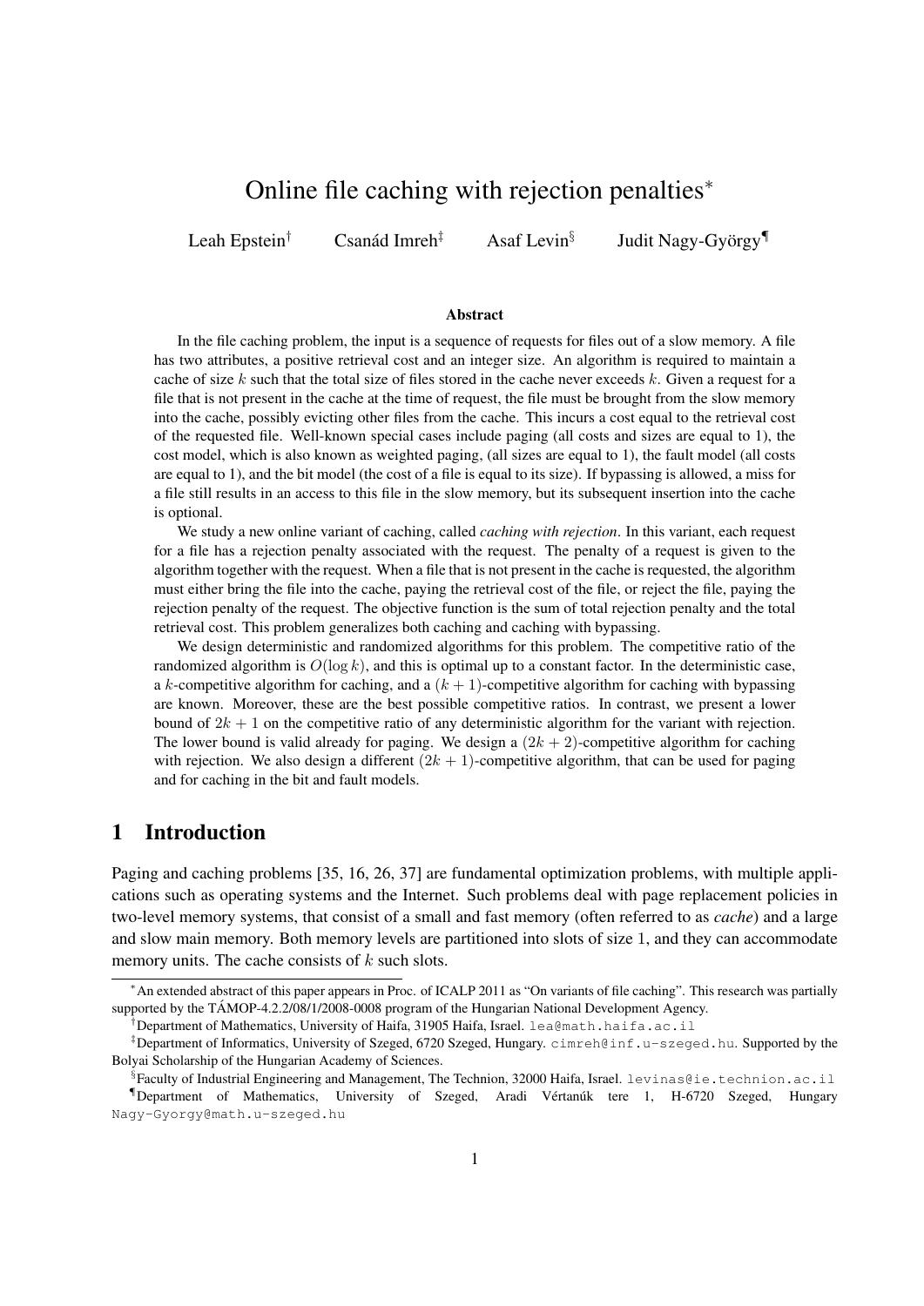# Online file caching with rejection penalties*

Leah Epstein[†] Csanád Imreh[‡] Asaf Levin[§] Judit Nagy-György[¶]

### Abstract

In the file caching problem, the input is a sequence of requests for files out of a slow memory. A file has two attributes, a positive retrieval cost and an integer size. An algorithm is required to maintain a cache of size $k$ such that the total size of files stored in the cache never exceeds $k$. Given a request for a file that is not present in the cache at the time of request, the file must be brought from the slow memory into the cache, possibly evicting other files from the cache. This incurs a cost equal to the retrieval cost of the requested file. Well-known special cases include paging (all costs and sizes are equal to 1), the cost model, which is also known as weighted paging, (all sizes are equal to 1), the fault model (all costs are equal to 1), and the bit model (the cost of a file is equal to its size). If bypassing is allowed, a miss for a file still results in an access to this file in the slow memory, but its subsequent insertion into the cache is optional.

We study a new online variant of caching, called *caching with rejection*. In this variant, each request for a file has a rejection penalty associated with the request. The penalty of a request is given to the algorithm together with the request. When a file that is not present in the cache is requested, the algorithm must either bring the file into the cache, paying the retrieval cost of the file, or reject the file, paying the rejection penalty of the request. The objective function is the sum of total rejection penalty and the total retrieval cost. This problem generalizes both caching and caching with bypassing.

We design deterministic and randomized algorithms for this problem. The competitive ratio of the randomized algorithm is $O(\log k)$, and this is optimal up to a constant factor. In the deterministic case, a $k$-competitive algorithm for caching, and a $(k+1)$-competitive algorithm for caching with bypassing are known. Moreover, these are the best possible competitive ratios. In contrast, we present a lower bound of $2k+1$ on the competitive ratio of any deterministic algorithm for the variant with rejection. The lower bound is valid already for paging. We design a $(2k+2)$-competitive algorithm for caching with rejection. We also design a different $(2k+1)$-competitive algorithm, that can be used for paging and for caching in the bit and fault models.

## 1 Introduction

Paging and caching problems [35, 16, 26, 37] are fundamental optimization problems, with multiple applications such as operating systems and the Internet. Such problems deal with page replacement policies in two-level memory systems, that consist of a small and fast memory (often referred to as *cache*) and a large and slow main memory. Both memory levels are partitioned into slots of size 1, and they can accommodate memory units. The cache consists of $k$ such slots.

---

*An extended abstract of this paper appears in Proc. of ICALP 2011 as "On variants of file caching". This research was partially supported by the TÁMOP-4.2.2/08/1/2008-0008 program of the Hungarian National Development Agency.

†Department of Mathematics, University of Haifa, 31905 Haifa, Israel. lea@math.haifa.ac.il

‡Department of Informatics, University of Szeged, 6720 Szeged, Hungary. cimreh@inf.u-szeged.hu. Supported by the Bolyai Scholarship of the Hungarian Academy of Sciences.

§Faculty of Industrial Engineering and Management, The Technion, 32000 Haifa, Israel. levinas@ie.technion.ac.il

¶Department of Mathematics, University of Szeged, Aradi Vértanúk tere 1, H-6720 Szeged, Hungary Nagy-Gyorgy@math.u-szeged.hu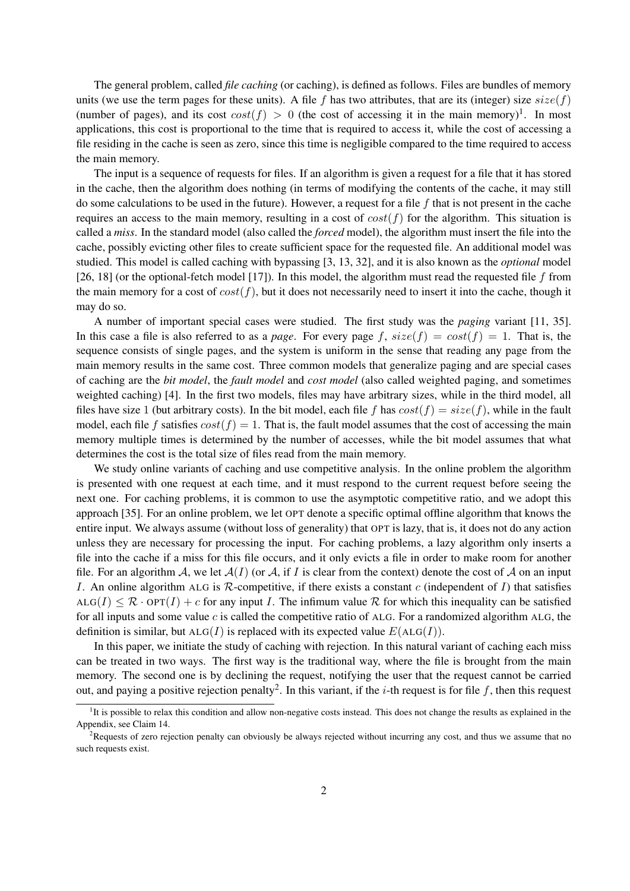The general problem, called *file caching* (or caching), is defined as follows. Files are bundles of memory units (we use the term pages for these units). A file $f$ has two attributes, that are its (integer) size $size(f)$ (number of pages), and its cost $cost(f) > 0$ (the cost of accessing it in the main memory)[1]. In most applications, this cost is proportional to the time that is required to access it, while the cost of accessing a file residing in the cache is seen as zero, since this time is negligible compared to the time required to access the main memory.

The input is a sequence of requests for files. If an algorithm is given a request for a file that it has stored in the cache, then the algorithm does nothing (in terms of modifying the contents of the cache, it may still do some calculations to be used in the future). However, a request for a file $f$ that is not present in the cache requires an access to the main memory, resulting in a cost of $cost(f)$ for the algorithm. This situation is called a *miss*. In the standard model (also called the *forced* model), the algorithm must insert the file into the cache, possibly evicting other files to create sufficient space for the requested file. An additional model was studied. This model is called caching with bypassing [3, 13, 32], and it is also known as the *optional* model [26, 18] (or the optional-fetch model [17]). In this model, the algorithm must read the requested file $f$ from the main memory for a cost of $cost(f)$, but it does not necessarily need to insert it into the cache, though it may do so.

A number of important special cases were studied. The first study was the *paging* variant [11, 35]. In this case a file is also referred to as a *page*. For every page $f$, $size(f) = cost(f) = 1$. That is, the sequence consists of single pages, and the system is uniform in the sense that reading any page from the main memory results in the same cost. Three common models that generalize paging and are special cases of caching are the *bit model*, the *fault model* and *cost model* (also called weighted paging, and sometimes weighted caching) [4]. In the first two models, files may have arbitrary sizes, while in the third model, all files have size 1 (but arbitrary costs). In the bit model, each file $f$ has $cost(f) = size(f)$, while in the fault model, each file $f$ satisfies $cost(f) = 1$. That is, the fault model assumes that the cost of accessing the main memory multiple times is determined by the number of accesses, while the bit model assumes that what determines the cost is the total size of files read from the main memory.

We study online variants of caching and use competitive analysis. In the online problem the algorithm is presented with one request at each time, and it must respond to the current request before seeing the next one. For caching problems, it is common to use the asymptotic competitive ratio, and we adopt this approach [35]. For an online problem, we let OPT denote a specific optimal offline algorithm that knows the entire input. We always assume (without loss of generality) that OPT is lazy, that is, it does not do any action unless they are necessary for processing the input. For caching problems, a lazy algorithm only inserts a file into the cache if a miss for this file occurs, and it only evicts a file in order to make room for another file. For an algorithm $\mathcal{A}$, we let $\mathcal{A}(I)$ (or $\mathcal{A}$, if $I$ is clear from the context) denote the cost of $\mathcal{A}$ on an input $I$. An online algorithm ALG is $\mathcal{R}$-competitive, if there exists a constant $c$ (independent of $I$) that satisfies $\text{ALG}(I) \leq \mathcal{R} \cdot \text{OPT}(I) + c$ for any input $I$. The infimum value $\mathcal{R}$ for which this inequality can be satisfied for all inputs and some value $c$ is called the competitive ratio of ALG. For a randomized algorithm ALG, the definition is similar, but $\text{ALG}(I)$ is replaced with its expected value $E(\text{ALG}(I))$.

In this paper, we initiate the study of caching with rejection. In this natural variant of caching each miss can be treated in two ways. The first way is the traditional way, where the file is brought from the main memory. The second one is by declining the request, notifying the user that the request cannot be carried out, and paying a positive rejection penalty[2]. In this variant, if the $i$-th request is for file $f$, then this request

[1] It is possible to relax this condition and allow non-negative costs instead. This does not change the results as explained in the Appendix, see Claim 14.

[2] Requests of zero rejection penalty can obviously be always rejected without incurring any cost, and thus we assume that no such requests exist.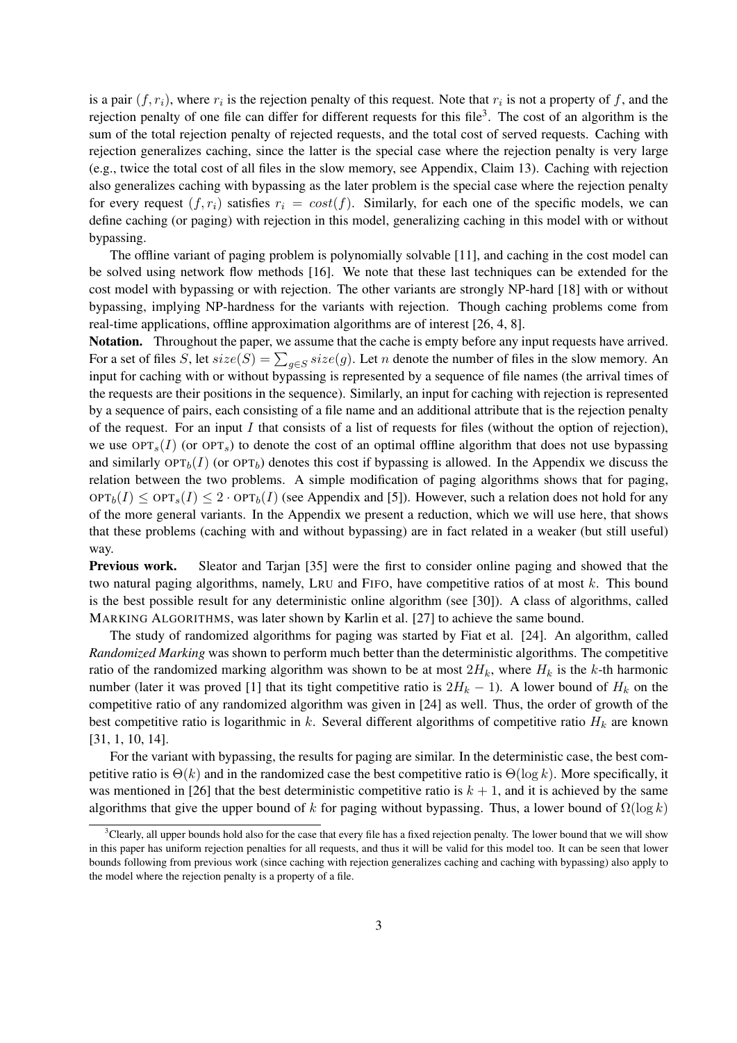is a pair $(f, r_i)$, where $r_i$ is the rejection penalty of this request. Note that $r_i$ is not a property of $f$, and the rejection penalty of one file can differ for different requests for this file[3]. The cost of an algorithm is the sum of the total rejection penalty of rejected requests, and the total cost of served requests. Caching with rejection generalizes caching, since the latter is the special case where the rejection penalty is very large (e.g., twice the total cost of all files in the slow memory, see Appendix, Claim 13). Caching with rejection also generalizes caching with bypassing as the later problem is the special case where the rejection penalty for every request $(f, r_i)$ satisfies $r_i = cost(f)$. Similarly, for each one of the specific models, we can define caching (or paging) with rejection in this model, generalizing caching in this model with or without bypassing.

The offline variant of paging problem is polynomially solvable [11], and caching in the cost model can be solved using network flow methods [16]. We note that these last techniques can be extended for the cost model with bypassing or with rejection. The other variants are strongly NP-hard [18] with or without bypassing, implying NP-hardness for the variants with rejection. Though caching problems come from real-time applications, offline approximation algorithms are of interest [26, 4, 8].

**Notation.** Throughout the paper, we assume that the cache is empty before any input requests have arrived. For a set of files $S$, let $size(S) = \sum_{g \in S} size(g)$. Let $n$ denote the number of files in the slow memory. An input for caching with or without bypassing is represented by a sequence of file names (the arrival times of the requests are their positions in the sequence). Similarly, an input for caching with rejection is represented by a sequence of pairs, each consisting of a file name and an additional attribute that is the rejection penalty of the request. For an input $I$ that consists of a list of requests for files (without the option of rejection), we use $\text{OPT}_s(I)$ (or $\text{OPT}_s$) to denote the cost of an optimal offline algorithm that does not use bypassing and similarly $\text{OPT}_b(I)$ (or $\text{OPT}_b$) denotes this cost if bypassing is allowed. In the Appendix we discuss the relation between the two problems. A simple modification of paging algorithms shows that for paging, $\text{OPT}_b(I) \leq \text{OPT}_s(I) \leq 2 \cdot \text{OPT}_b(I)$ (see Appendix and [5]). However, such a relation does not hold for any of the more general variants. In the Appendix we present a reduction, which we will use here, that shows that these problems (caching with and without bypassing) are in fact related in a weaker (but still useful) way.

**Previous work.** Sleator and Tarjan [35] were the first to consider online paging and showed that the two natural paging algorithms, namely, LRU and FIFO, have competitive ratios of at most $k$. This bound is the best possible result for any deterministic online algorithm (see [30]). A class of algorithms, called MARKING ALGORITHMS, was later shown by Karlin et al. [27] to achieve the same bound.

The study of randomized algorithms for paging was started by Fiat et al. [24]. An algorithm, called *Randomized Marking* was shown to perform much better than the deterministic algorithms. The competitive ratio of the randomized marking algorithm was shown to be at most $2H_k$, where $H_k$ is the $k$-th harmonic number (later it was proved [1] that its tight competitive ratio is $2H_k - 1$). A lower bound of $H_k$ on the competitive ratio of any randomized algorithm was given in [24] as well. Thus, the order of growth of the best competitive ratio is logarithmic in $k$. Several different algorithms of competitive ratio $H_k$ are known [31, 1, 10, 14].

For the variant with bypassing, the results for paging are similar. In the deterministic case, the best competitive ratio is $\Theta(k)$ and in the randomized case the best competitive ratio is $\Theta(\log k)$. More specifically, it was mentioned in [26] that the best deterministic competitive ratio is $k + 1$, and it is achieved by the same algorithms that give the upper bound of $k$ for paging without bypassing. Thus, a lower bound of $\Omega(\log k)$

[3] Clearly, all upper bounds hold also for the case that every file has a fixed rejection penalty. The lower bound that we will show in this paper has uniform rejection penalties for all requests, and thus it will be valid for this model too. It can be seen that lower bounds following from previous work (since caching with rejection generalizes caching and caching with bypassing) also apply to the model where the rejection penalty is a property of a file.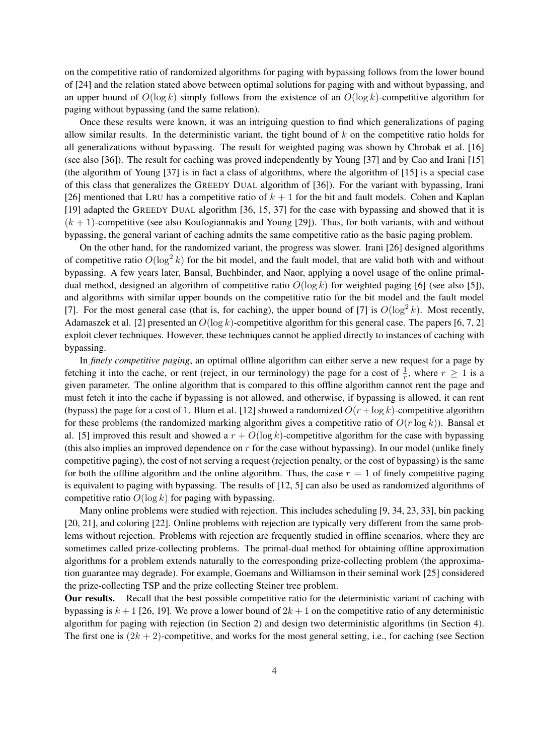on the competitive ratio of randomized algorithms for paging with bypassing follows from the lower bound of [24] and the relation stated above between optimal solutions for paging with and without bypassing, and an upper bound of $O(\log k)$ simply follows from the existence of an $O(\log k)$-competitive algorithm for paging without bypassing (and the same relation).

Once these results were known, it was an intriguing question to find which generalizations of paging allow similar results. In the deterministic variant, the tight bound of $k$ on the competitive ratio holds for all generalizations without bypassing. The result for weighted paging was shown by Chrobak et al. [16] (see also [36]). The result for caching was proved independently by Young [37] and by Cao and Irani [15] (the algorithm of Young [37] is in fact a class of algorithms, where the algorithm of [15] is a special case of this class that generalizes the GREEDY DUAL algorithm of [36]). For the variant with bypassing, Irani [26] mentioned that LRU has a competitive ratio of $k+1$ for the bit and fault models. Cohen and Kaplan [19] adapted the GREEDY DUAL algorithm [36, 15, 37] for the case with bypassing and showed that it is $(k+1)$-competitive (see also Koufogiannakis and Young [29]). Thus, for both variants, with and without bypassing, the general variant of caching admits the same competitive ratio as the basic paging problem.

On the other hand, for the randomized variant, the progress was slower. Irani [26] designed algorithms of competitive ratio $O(\log^2 k)$ for the bit model, and the fault model, that are valid both with and without bypassing. A few years later, Bansal, Buchbinder, and Naor, applying a novel usage of the online primal-dual method, designed an algorithm of competitive ratio $O(\log k)$ for weighted paging [6] (see also [5]), and algorithms with similar upper bounds on the competitive ratio for the bit model and the fault model [7]. For the most general case (that is, for caching), the upper bound of [7] is $O(\log^2 k)$. Most recently, Adamaszek et al. [2] presented an $O(\log k)$-competitive algorithm for this general case. The papers [6, 7, 2] exploit clever techniques. However, these techniques cannot be applied directly to instances of caching with bypassing.

In *finely competitive paging*, an optimal offline algorithm can either serve a new request for a page by fetching it into the cache, or rent (reject, in our terminology) the page for a cost of $\frac{1}{r}$, where $r \geq 1$ is a given parameter. The online algorithm that is compared to this offline algorithm cannot rent the page and must fetch it into the cache if bypassing is not allowed, and otherwise, if bypassing is allowed, it can rent (bypass) the page for a cost of 1. Blum et al. [12] showed a randomized $O(r + \log k)$-competitive algorithm for these problems (the randomized marking algorithm gives a competitive ratio of $O(r \log k)$). Bansal et al. [5] improved this result and showed a $r + O(\log k)$-competitive algorithm for the case with bypassing (this also implies an improved dependence on $r$ for the case without bypassing). In our model (unlike finely competitive paging), the cost of not serving a request (rejection penalty, or the cost of bypassing) is the same for both the offline algorithm and the online algorithm. Thus, the case $r = 1$ of finely competitive paging is equivalent to paging with bypassing. The results of [12, 5] can also be used as randomized algorithms of competitive ratio $O(\log k)$ for paging with bypassing.

Many online problems were studied with rejection. This includes scheduling [9, 34, 23, 33], bin packing [20, 21], and coloring [22]. Online problems with rejection are typically very different from the same problems without rejection. Problems with rejection are frequently studied in offline scenarios, where they are sometimes called prize-collecting problems. The primal-dual method for obtaining offline approximation algorithms for a problem extends naturally to the corresponding prize-collecting problem (the approximation guarantee may degrade). For example, Goemans and Williamson in their seminal work [25] considered the prize-collecting TSP and the prize collecting Steiner tree problem.

**Our results.** Recall that the best possible competitive ratio for the deterministic variant of caching with bypassing is $k+1$ [26, 19]. We prove a lower bound of $2k+1$ on the competitive ratio of any deterministic algorithm for paging with rejection (in Section 2) and design two deterministic algorithms (in Section 4). The first one is $(2k+2)$-competitive, and works for the most general setting, i.e., for caching (see Section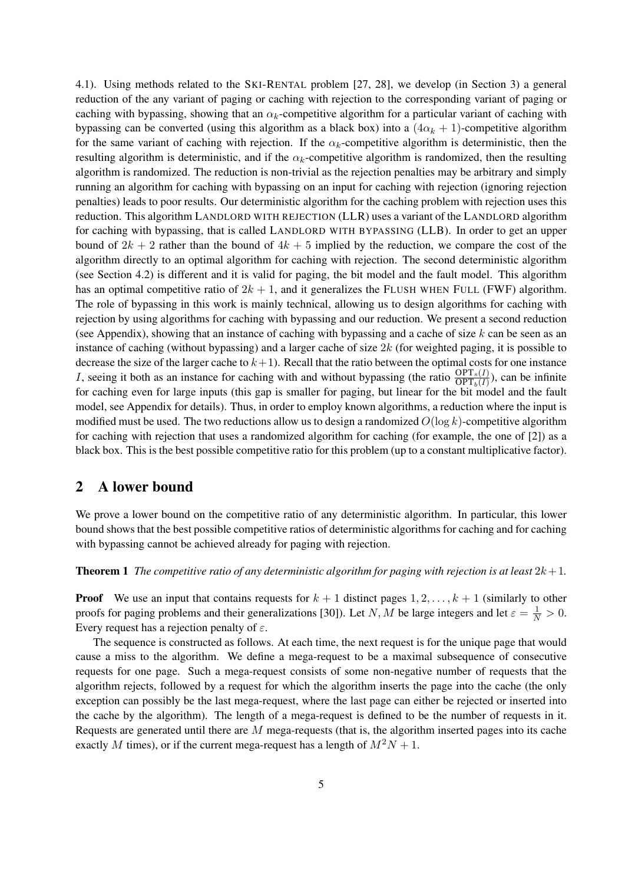4.1). Using methods related to the SKI-RENTAL problem [27, 28], we develop (in Section 3) a general reduction of the any variant of paging or caching with rejection to the corresponding variant of paging or caching with bypassing, showing that an $\alpha_k$-competitive algorithm for a particular variant of caching with bypassing can be converted (using this algorithm as a black box) into a $(4\alpha_k + 1)$-competitive algorithm for the same variant of caching with rejection. If the $\alpha_k$-competitive algorithm is deterministic, then the resulting algorithm is deterministic, and if the $\alpha_k$-competitive algorithm is randomized, then the resulting algorithm is randomized. The reduction is non-trivial as the rejection penalties may be arbitrary and simply running an algorithm for caching with bypassing on an input for caching with rejection (ignoring rejection penalties) leads to poor results. Our deterministic algorithm for the caching problem with rejection uses this reduction. This algorithm LANDLORD WITH REJECTION (LLR) uses a variant of the LANDLORD algorithm for caching with bypassing, that is called LANDLORD WITH BYPASSING (LLB). In order to get an upper bound of $2k + 2$ rather than the bound of $4k + 5$ implied by the reduction, we compare the cost of the algorithm directly to an optimal algorithm for caching with rejection. The second deterministic algorithm (see Section 4.2) is different and it is valid for paging, the bit model and the fault model. This algorithm has an optimal competitive ratio of $2k + 1$, and it generalizes the FLUSH WHEN FULL (FWF) algorithm. The role of bypassing in this work is mainly technical, allowing us to design algorithms for caching with rejection by using algorithms for caching with bypassing and our reduction. We present a second reduction (see Appendix), showing that an instance of caching with bypassing and a cache of size $k$ can be seen as an instance of caching (without bypassing) and a larger cache of size $2k$ (for weighted paging, it is possible to decrease the size of the larger cache to $k+1$). Recall that the ratio between the optimal costs for one instance $I$, seeing it both as an instance for caching with and without bypassing (the ratio $\frac{\mathrm{OPT}_s(I)}{\mathrm{OPT}_b(I)}$), can be infinite for caching even for large inputs (this gap is smaller for paging, but linear for the bit model and the fault model, see Appendix for details). Thus, in order to employ known algorithms, a reduction where the input is modified must be used. The two reductions allow us to design a randomized $O(\log k)$-competitive algorithm for caching with rejection that uses a randomized algorithm for caching (for example, the one of [2]) as a black box. This is the best possible competitive ratio for this problem (up to a constant multiplicative factor).

## 2 A lower bound

We prove a lower bound on the competitive ratio of any deterministic algorithm. In particular, this lower bound shows that the best possible competitive ratios of deterministic algorithms for caching and for caching with bypassing cannot be achieved already for paging with rejection.

**Theorem 1** *The competitive ratio of any deterministic algorithm for paging with rejection is at least $2k+1$.*

**Proof** We use an input that contains requests for $k + 1$ distinct pages $1, 2, \ldots, k + 1$ (similarly to other proofs for paging problems and their generalizations [30]). Let $N, M$ be large integers and let $\varepsilon = \frac{1}{N} > 0$. Every request has a rejection penalty of $\varepsilon$.

The sequence is constructed as follows. At each time, the next request is for the unique page that would cause a miss to the algorithm. We define a mega-request to be a maximal subsequence of consecutive requests for one page. Such a mega-request consists of some non-negative number of requests that the algorithm rejects, followed by a request for which the algorithm inserts the page into the cache (the only exception can possibly be the last mega-request, where the last page can either be rejected or inserted into the cache by the algorithm). The length of a mega-request is defined to be the number of requests in it. Requests are generated until there are $M$ mega-requests (that is, the algorithm inserted pages into its cache exactly $M$ times), or if the current mega-request has a length of $M^2N + 1$.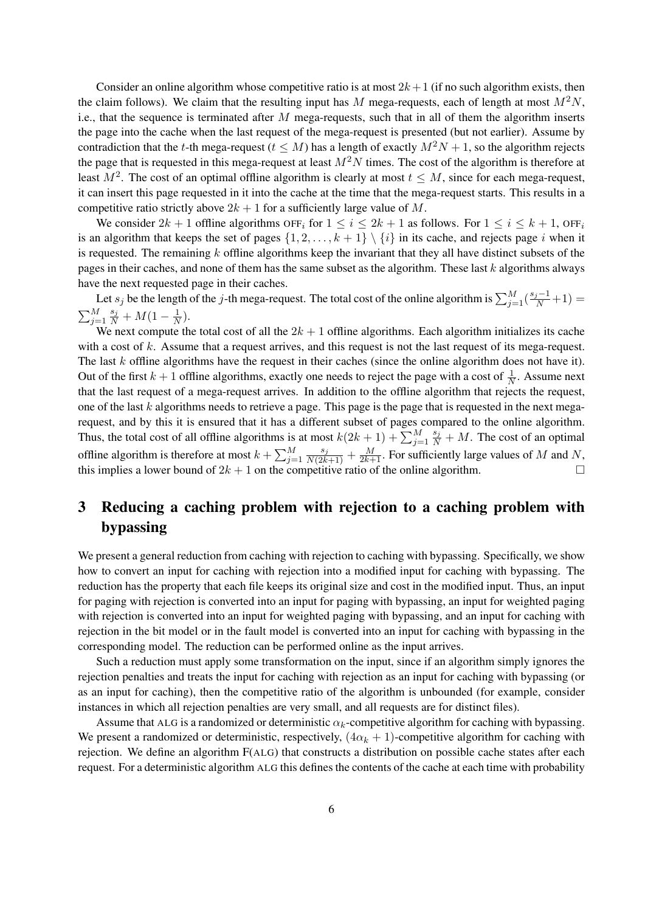Consider an online algorithm whose competitive ratio is at most $2k+1$ (if no such algorithm exists, then the claim follows). We claim that the resulting input has $M$ mega-requests, each of length at most $M^2N$, i.e., that the sequence is terminated after $M$ mega-requests, such that in all of them the algorithm inserts the page into the cache when the last request of the mega-request is presented (but not earlier). Assume by contradiction that the $t$-th mega-request ($t \leq M$) has a length of exactly $M^2N+1$, so the algorithm rejects the page that is requested in this mega-request at least $M^2N$ times. The cost of the algorithm is therefore at least $M^2$. The cost of an optimal offline algorithm is clearly at most $t \leq M$, since for each mega-request, it can insert this page requested in it into the cache at the time that the mega-request starts. This results in a competitive ratio strictly above $2k+1$ for a sufficiently large value of $M$.

We consider $2k+1$ offline algorithms $\text{OFF}_i$ for $1 \leq i \leq 2k+1$ as follows. For $1 \leq i \leq k+1$, $\text{OFF}_i$ is an algorithm that keeps the set of pages $\{1, 2, \ldots, k+1\} \setminus \{i\}$ in its cache, and rejects page $i$ when it is requested. The remaining $k$ offline algorithms keep the invariant that they all have distinct subsets of the pages in their caches, and none of them has the same subset as the algorithm. These last $k$ algorithms always have the next requested page in their caches.

Let $s_j$ be the length of the $j$-th mega-request. The total cost of the online algorithm is $\sum_{j=1}^{M}(\frac{s_j-1}{N}+1) = \sum_{j=1}^{M}\frac{s_j}{N} + M(1-\frac{1}{N})$.

We next compute the total cost of all the $2k+1$ offline algorithms. Each algorithm initializes its cache with a cost of $k$. Assume that a request arrives, and this request is not the last request of its mega-request. The last $k$ offline algorithms have the request in their caches (since the online algorithm does not have it). Out of the first $k+1$ offline algorithms, exactly one needs to reject the page with a cost of $\frac{1}{N}$. Assume next that the last request of a mega-request arrives. In addition to the offline algorithm that rejects the request, one of the last $k$ algorithms needs to retrieve a page. This page is the page that is requested in the next mega-request, and by this it is ensured that it has a different subset of pages compared to the online algorithm. Thus, the total cost of all offline algorithms is at most $k(2k+1) + \sum_{j=1}^{M}\frac{s_j}{N} + M$. The cost of an optimal offline algorithm is therefore at most $k + \sum_{j=1}^{M}\frac{s_j}{N(2k+1)} + \frac{M}{2k+1}$. For sufficiently large values of $M$ and $N$, this implies a lower bound of $2k+1$ on the competitive ratio of the online algorithm. □

## 3 Reducing a caching problem with rejection to a caching problem with bypassing

We present a general reduction from caching with rejection to caching with bypassing. Specifically, we show how to convert an input for caching with rejection into a modified input for caching with bypassing. The reduction has the property that each file keeps its original size and cost in the modified input. Thus, an input for paging with rejection is converted into an input for paging with bypassing, an input for weighted paging with rejection is converted into an input for weighted paging with bypassing, and an input for caching with rejection in the bit model or in the fault model is converted into an input for caching with bypassing in the corresponding model. The reduction can be performed online as the input arrives.

Such a reduction must apply some transformation on the input, since if an algorithm simply ignores the rejection penalties and treats the input for caching with rejection as an input for caching with bypassing (or as an input for caching), then the competitive ratio of the algorithm is unbounded (for example, consider instances in which all rejection penalties are very small, and all requests are for distinct files).

Assume that ALG is a randomized or deterministic $\alpha_k$-competitive algorithm for caching with bypassing. We present a randomized or deterministic, respectively, $(4\alpha_k+1)$-competitive algorithm for caching with rejection. We define an algorithm F(ALG) that constructs a distribution on possible cache states after each request. For a deterministic algorithm ALG this defines the contents of the cache at each time with probability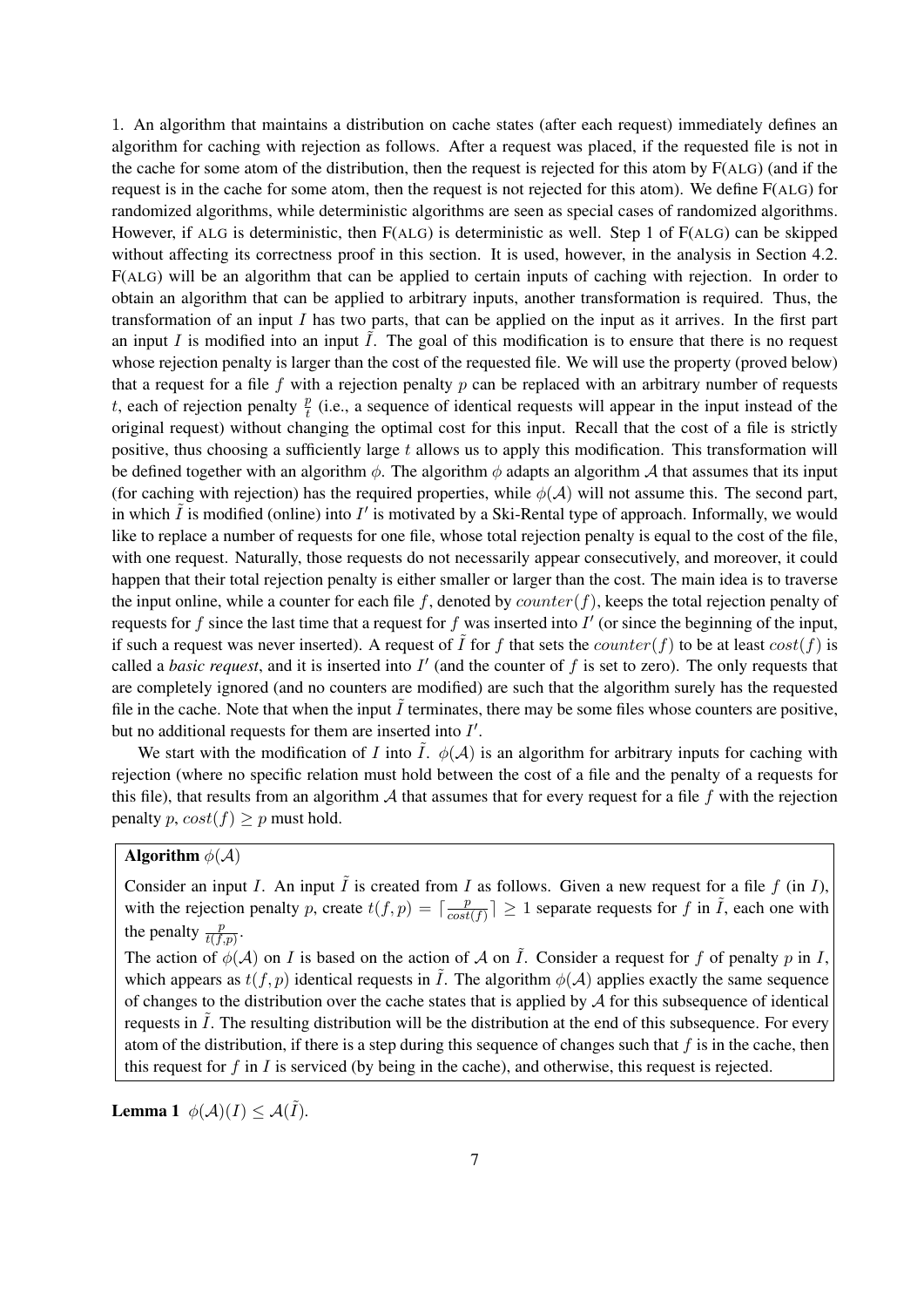1. An algorithm that maintains a distribution on cache states (after each request) immediately defines an algorithm for caching with rejection as follows. After a request was placed, if the requested file is not in the cache for some atom of the distribution, then the request is rejected for this atom by F(ALG) (and if the request is in the cache for some atom, then the request is not rejected for this atom). We define F(ALG) for randomized algorithms, while deterministic algorithms are seen as special cases of randomized algorithms. However, if ALG is deterministic, then F(ALG) is deterministic as well. Step 1 of F(ALG) can be skipped without affecting its correctness proof in this section. It is used, however, in the analysis in Section 4.2. F(ALG) will be an algorithm that can be applied to certain inputs of caching with rejection. In order to obtain an algorithm that can be applied to arbitrary inputs, another transformation is required. Thus, the transformation of an input $I$ has two parts, that can be applied on the input as it arrives. In the first part an input $I$ is modified into an input $\tilde{I}$. The goal of this modification is to ensure that there is no request whose rejection penalty is larger than the cost of the requested file. We will use the property (proved below) that a request for a file $f$ with a rejection penalty $p$ can be replaced with an arbitrary number of requests $t$, each of rejection penalty $\frac{p}{t}$ (i.e., a sequence of identical requests will appear in the input instead of the original request) without changing the optimal cost for this input. Recall that the cost of a file is strictly positive, thus choosing a sufficiently large $t$ allows us to apply this modification. This transformation will be defined together with an algorithm $\phi$. The algorithm $\phi$ adapts an algorithm $\mathcal{A}$ that assumes that its input (for caching with rejection) has the required properties, while $\phi(\mathcal{A})$ will not assume this. The second part, in which $\tilde{I}$ is modified (online) into $I'$ is motivated by a Ski-Rental type of approach. Informally, we would like to replace a number of requests for one file, whose total rejection penalty is equal to the cost of the file, with one request. Naturally, those requests do not necessarily appear consecutively, and moreover, it could happen that their total rejection penalty is either smaller or larger than the cost. The main idea is to traverse the input online, while a counter for each file $f$, denoted by $counter(f)$, keeps the total rejection penalty of requests for $f$ since the last time that a request for $f$ was inserted into $I'$ (or since the beginning of the input, if such a request was never inserted). A request of $\tilde{I}$ for $f$ that sets the $counter(f)$ to be at least $cost(f)$ is called a *basic request*, and it is inserted into $I'$ (and the counter of $f$ is set to zero). The only requests that are completely ignored (and no counters are modified) are such that the algorithm surely has the requested file in the cache. Note that when the input $\tilde{I}$ terminates, there may be some files whose counters are positive, but no additional requests for them are inserted into $I'$.

We start with the modification of $I$ into $\tilde{I}$. $\phi(\mathcal{A})$ is an algorithm for arbitrary inputs for caching with rejection (where no specific relation must hold between the cost of a file and the penalty of a requests for this file), that results from an algorithm $\mathcal{A}$ that assumes that for every request for a file $f$ with the rejection penalty $p$, $cost(f) \geq p$ must hold.

**Algorithm $\phi(\mathcal{A})$**

Consider an input $I$. An input $\tilde{I}$ is created from $I$ as follows. Given a new request for a file $f$ (in $I$), with the rejection penalty $p$, create $t(f,p) = \lceil \frac{p}{cost(f)} \rceil \geq 1$ separate requests for $f$ in $\tilde{I}$, each one with the penalty $\frac{p}{t(f,p)}$.

The action of $\phi(\mathcal{A})$ on $I$ is based on the action of $\mathcal{A}$ on $\tilde{I}$. Consider a request for $f$ of penalty $p$ in $I$, which appears as $t(f,p)$ identical requests in $\tilde{I}$. The algorithm $\phi(\mathcal{A})$ applies exactly the same sequence of changes to the distribution over the cache states that is applied by $\mathcal{A}$ for this subsequence of identical requests in $\tilde{I}$. The resulting distribution will be the distribution at the end of this subsequence. For every atom of the distribution, if there is a step during this sequence of changes such that $f$ is in the cache, then this request for $f$ in $I$ is serviced (by being in the cache), and otherwise, this request is rejected.

**Lemma 1** $\phi(\mathcal{A})(I) \leq \mathcal{A}(\tilde{I})$.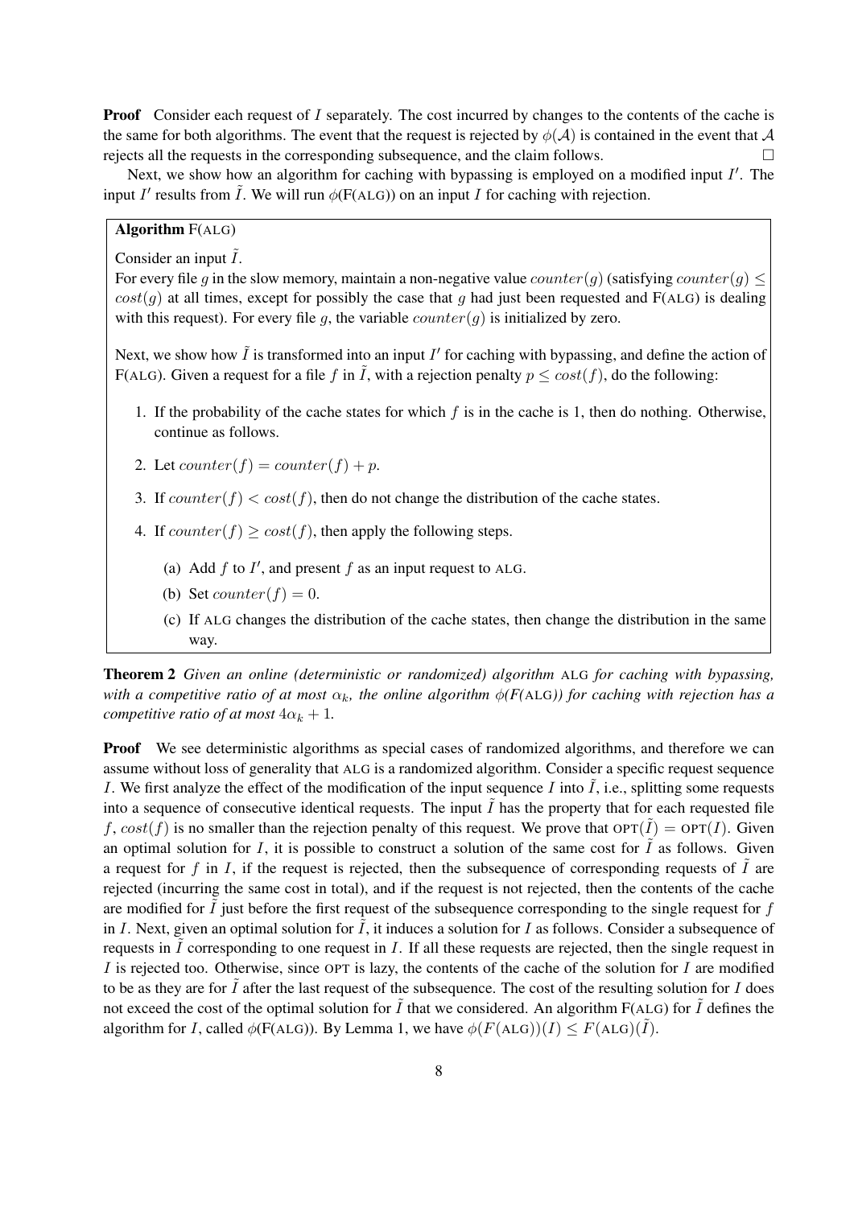**Proof** Consider each request of $I$ separately. The cost incurred by changes to the contents of the cache is the same for both algorithms. The event that the request is rejected by $\phi(\mathcal{A})$ is contained in the event that $\mathcal{A}$ rejects all the requests in the corresponding subsequence, and the claim follows. □

Next, we show how an algorithm for caching with bypassing is employed on a modified input $I'$. The input $I'$ results from $\tilde{I}$. We will run $\phi$(F(ALG)) on an input $I$ for caching with rejection.

**Algorithm** F(ALG)

Consider an input $\tilde{I}$.

For every file $g$ in the slow memory, maintain a non-negative value $counter(g)$ (satisfying $counter(g) \leq cost(g)$ at all times, except for possibly the case that $g$ had just been requested and F(ALG) is dealing with this request). For every file $g$, the variable $counter(g)$ is initialized by zero.

Next, we show how $\tilde{I}$ is transformed into an input $I'$ for caching with bypassing, and define the action of F(ALG). Given a request for a file $f$ in $\tilde{I}$, with a rejection penalty $p \leq cost(f)$, do the following:

1. If the probability of the cache states for which $f$ is in the cache is 1, then do nothing. Otherwise, continue as follows.
2. Let $counter(f) = counter(f) + p$.
3. If $counter(f) < cost(f)$, then do not change the distribution of the cache states.
4. If $counter(f) \geq cost(f)$, then apply the following steps.
   (a) Add $f$ to $I'$, and present $f$ as an input request to ALG.
   (b) Set $counter(f) = 0$.
   (c) If ALG changes the distribution of the cache states, then change the distribution in the same way.

**Theorem 2** *Given an online (deterministic or randomized) algorithm* ALG *for caching with bypassing, with a competitive ratio of at most $\alpha_k$, the online algorithm $\phi$(F(*ALG*)) for caching with rejection has a competitive ratio of at most $4\alpha_k + 1$.*

**Proof** We see deterministic algorithms as special cases of randomized algorithms, and therefore we can assume without loss of generality that ALG is a randomized algorithm. Consider a specific request sequence $I$. We first analyze the effect of the modification of the input sequence $I$ into $\tilde{I}$, i.e., splitting some requests into a sequence of consecutive identical requests. The input $\tilde{I}$ has the property that for each requested file $f$, $cost(f)$ is no smaller than the rejection penalty of this request. We prove that $\text{OPT}(\tilde{I}) = \text{OPT}(I)$. Given an optimal solution for $I$, it is possible to construct a solution of the same cost for $\tilde{I}$ as follows. Given a request for $f$ in $I$, if the request is rejected, then the subsequence of corresponding requests of $\tilde{I}$ are rejected (incurring the same cost in total), and if the request is not rejected, then the contents of the cache are modified for $\tilde{I}$ just before the first request of the subsequence corresponding to the single request for $f$ in $I$. Next, given an optimal solution for $\tilde{I}$, it induces a solution for $I$ as follows. Consider a subsequence of requests in $\tilde{I}$ corresponding to one request in $I$. If all these requests are rejected, then the single request in $I$ is rejected too. Otherwise, since OPT is lazy, the contents of the cache of the solution for $I$ are modified to be as they are for $\tilde{I}$ after the last request of the subsequence. The cost of the resulting solution for $I$ does not exceed the cost of the optimal solution for $\tilde{I}$ that we considered. An algorithm F(ALG) for $\tilde{I}$ defines the algorithm for $I$, called $\phi$(F(ALG)). By Lemma 1, we have $\phi(F(\text{ALG}))(I) \leq F(\text{ALG})(\tilde{I})$.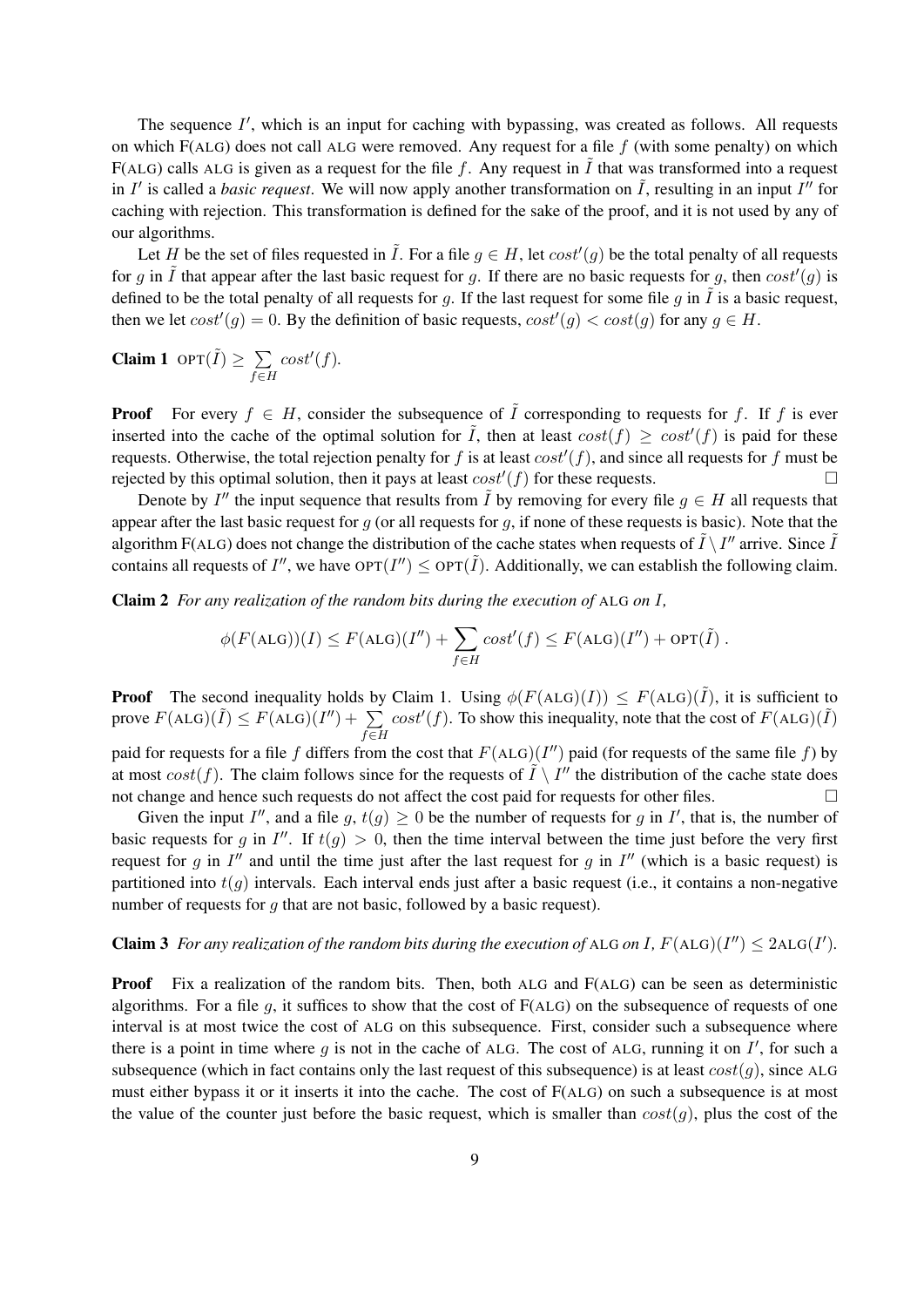The sequence $I'$, which is an input for caching with bypassing, was created as follows. All requests on which F(ALG) does not call ALG were removed. Any request for a file $f$ (with some penalty) on which F(ALG) calls ALG is given as a request for the file $f$. Any request in $\tilde{I}$ that was transformed into a request in $I'$ is called a *basic request*. We will now apply another transformation on $\tilde{I}$, resulting in an input $I''$ for caching with rejection. This transformation is defined for the sake of the proof, and it is not used by any of our algorithms.

Let $H$ be the set of files requested in $\tilde{I}$. For a file $g \in H$, let $cost'(g)$ be the total penalty of all requests for $g$ in $\tilde{I}$ that appear after the last basic request for $g$. If there are no basic requests for $g$, then $cost'(g)$ is defined to be the total penalty of all requests for $g$. If the last request for some file $g$ in $\tilde{I}$ is a basic request, then we let $cost'(g) = 0$. By the definition of basic requests, $cost'(g) < cost(g)$ for any $g \in H$.

**Claim 1** $\text{OPT}(\tilde{I}) \geq \sum_{f \in H} cost'(f)$.

**Proof** For every $f \in H$, consider the subsequence of $\tilde{I}$ corresponding to requests for $f$. If $f$ is ever inserted into the cache of the optimal solution for $\tilde{I}$, then at least $cost(f) \geq cost'(f)$ is paid for these requests. Otherwise, the total rejection penalty for $f$ is at least $cost'(f)$, and since all requests for $f$ must be rejected by this optimal solution, then it pays at least $cost'(f)$ for these requests. □

Denote by $I''$ the input sequence that results from $\tilde{I}$ by removing for every file $g \in H$ all requests that appear after the last basic request for $g$ (or all requests for $g$, if none of these requests is basic). Note that the algorithm F(ALG) does not change the distribution of the cache states when requests of $\tilde{I} \setminus I''$ arrive. Since $\tilde{I}$ contains all requests of $I''$, we have $\text{OPT}(I'') \leq \text{OPT}(\tilde{I})$. Additionally, we can establish the following claim.

**Claim 2** *For any realization of the random bits during the execution of* ALG *on* $I$,

$$\phi(F(\text{ALG}))(I) \leq F(\text{ALG})(I'') + \sum_{f \in H} cost'(f) \leq F(\text{ALG})(I'') + \text{OPT}(\tilde{I}) .$$

**Proof** The second inequality holds by Claim 1. Using $\phi(F(\text{ALG})(I)) \leq F(\text{ALG})(\tilde{I})$, it is sufficient to prove $F(\text{ALG})(\tilde{I}) \leq F(\text{ALG})(I'') + \sum_{f \in H} cost'(f)$. To show this inequality, note that the cost of $F(\text{ALG})(\tilde{I})$ paid for requests for a file $f$ differs from the cost that $F(\text{ALG})(I'')$ paid (for requests of the same file $f$) by at most $cost(f)$. The claim follows since for the requests of $\tilde{I} \setminus I''$ the distribution of the cache state does not change and hence such requests do not affect the cost paid for requests for other files. □

Given the input $I''$, and a file $g$, $t(g) \geq 0$ be the number of requests for $g$ in $I'$, that is, the number of basic requests for $g$ in $I''$. If $t(g) > 0$, then the time interval between the time just before the very first request for $g$ in $I''$ and until the time just after the last request for $g$ in $I''$ (which is a basic request) is partitioned into $t(g)$ intervals. Each interval ends just after a basic request (i.e., it contains a non-negative number of requests for $g$ that are not basic, followed by a basic request).

**Claim 3** *For any realization of the random bits during the execution of* ALG *on* $I$, $F(\text{ALG})(I'') \leq 2\text{ALG}(I')$.

**Proof** Fix a realization of the random bits. Then, both ALG and F(ALG) can be seen as deterministic algorithms. For a file $g$, it suffices to show that the cost of F(ALG) on the subsequence of requests of one interval is at most twice the cost of ALG on this subsequence. First, consider such a subsequence where there is a point in time where $g$ is not in the cache of ALG. The cost of ALG, running it on $I'$, for such a subsequence (which in fact contains only the last request of this subsequence) is at least $cost(g)$, since ALG must either bypass it or it inserts it into the cache. The cost of F(ALG) on such a subsequence is at most the value of the counter just before the basic request, which is smaller than $cost(g)$, plus the cost of the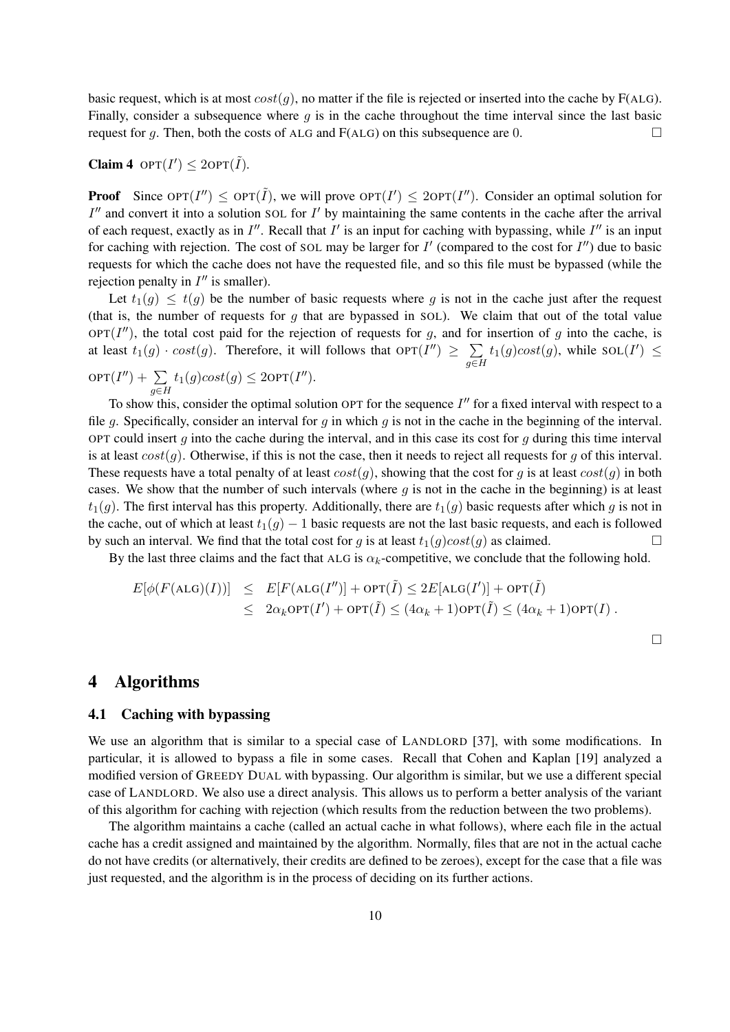basic request, which is at most $cost(g)$, no matter if the file is rejected or inserted into the cache by F(ALG). Finally, consider a subsequence where $g$ is in the cache throughout the time interval since the last basic request for $g$. Then, both the costs of ALG and F(ALG) on this subsequence are 0. $\square$

**Claim 4** $\text{OPT}(I') \leq 2\text{OPT}(\tilde{I})$.

**Proof** Since $\text{OPT}(I'') \leq \text{OPT}(\tilde{I})$, we will prove $\text{OPT}(I') \leq 2\text{OPT}(I'')$. Consider an optimal solution for $I''$ and convert it into a solution SOL for $I'$ by maintaining the same contents in the cache after the arrival of each request, exactly as in $I''$. Recall that $I'$ is an input for caching with bypassing, while $I''$ is an input for caching with rejection. The cost of SOL may be larger for $I'$ (compared to the cost for $I''$) due to basic requests for which the cache does not have the requested file, and so this file must be bypassed (while the rejection penalty in $I''$ is smaller).

Let $t_1(g) \leq t(g)$ be the number of basic requests where $g$ is not in the cache just after the request (that is, the number of requests for $g$ that are bypassed in SOL). We claim that out of the total value $\text{OPT}(I'')$, the total cost paid for the rejection of requests for $g$, and for insertion of $g$ into the cache, is at least $t_1(g) \cdot cost(g)$. Therefore, it will follows that $\text{OPT}(I'') \geq \sum_{g \in H} t_1(g)cost(g)$, while $\text{SOL}(I') \leq \text{OPT}(I'') + \sum_{g \in H} t_1(g)cost(g) \leq 2\text{OPT}(I'')$.

To show this, consider the optimal solution OPT for the sequence $I''$ for a fixed interval with respect to a file $g$. Specifically, consider an interval for $g$ in which $g$ is not in the cache in the beginning of the interval. OPT could insert $g$ into the cache during the interval, and in this case its cost for $g$ during this time interval is at least $cost(g)$. Otherwise, if this is not the case, then it needs to reject all requests for $g$ of this interval. These requests have a total penalty of at least $cost(g)$, showing that the cost for $g$ is at least $cost(g)$ in both cases. We show that the number of such intervals (where $g$ is not in the cache in the beginning) is at least $t_1(g)$. The first interval has this property. Additionally, there are $t_1(g)$ basic requests after which $g$ is not in the cache, out of which at least $t_1(g) - 1$ basic requests are not the last basic requests, and each is followed by such an interval. We find that the total cost for $g$ is at least $t_1(g)cost(g)$ as claimed. $\square$

By the last three claims and the fact that ALG is $\alpha_k$-competitive, we conclude that the following hold.

$$
\begin{aligned}
E[\phi(F(\text{ALG})(I))] &\leq E[F(\text{ALG}(I''))] + \text{OPT}(\tilde{I}) \leq 2E[\text{ALG}(I')] + \text{OPT}(\tilde{I}) \\
&\leq 2\alpha_k \text{OPT}(I') + \text{OPT}(\tilde{I}) \leq (4\alpha_k + 1)\text{OPT}(\tilde{I}) \leq (4\alpha_k + 1)\text{OPT}(I) .
\end{aligned}
$$

$\square$

# 4 Algorithms

## 4.1 Caching with bypassing

We use an algorithm that is similar to a special case of LANDLORD [37], with some modifications. In particular, it is allowed to bypass a file in some cases. Recall that Cohen and Kaplan [19] analyzed a modified version of GREEDY DUAL with bypassing. Our algorithm is similar, but we use a different special case of LANDLORD. We also use a direct analysis. This allows us to perform a better analysis of the variant of this algorithm for caching with rejection (which results from the reduction between the two problems).

The algorithm maintains a cache (called an actual cache in what follows), where each file in the actual cache has a credit assigned and maintained by the algorithm. Normally, files that are not in the actual cache do not have credits (or alternatively, their credits are defined to be zeroes), except for the case that a file was just requested, and the algorithm is in the process of deciding on its further actions.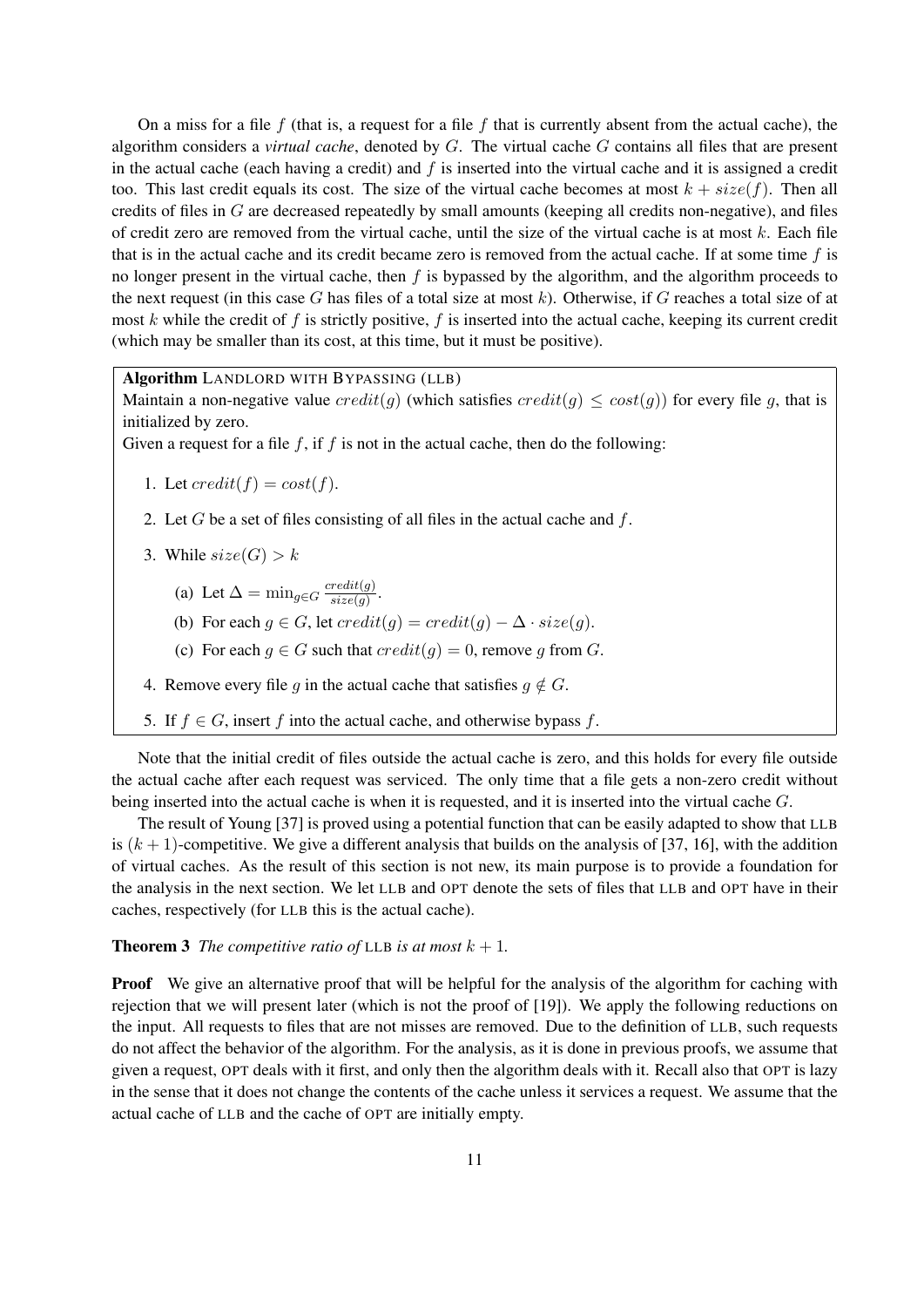On a miss for a file $f$ (that is, a request for a file $f$ that is currently absent from the actual cache), the algorithm considers a *virtual cache*, denoted by $G$. The virtual cache $G$ contains all files that are present in the actual cache (each having a credit) and $f$ is inserted into the virtual cache and it is assigned a credit too. This last credit equals its cost. The size of the virtual cache becomes at most $k + size(f)$. Then all credits of files in $G$ are decreased repeatedly by small amounts (keeping all credits non-negative), and files of credit zero are removed from the virtual cache, until the size of the virtual cache is at most $k$. Each file that is in the actual cache and its credit became zero is removed from the actual cache. If at some time $f$ is no longer present in the virtual cache, then $f$ is bypassed by the algorithm, and the algorithm proceeds to the next request (in this case $G$ has files of a total size at most $k$). Otherwise, if $G$ reaches a total size of at most $k$ while the credit of $f$ is strictly positive, $f$ is inserted into the actual cache, keeping its current credit (which may be smaller than its cost, at this time, but it must be positive).

**Algorithm** LANDLORD WITH BYPASSING (LLB)

Maintain a non-negative value $credit(g)$ (which satisfies $credit(g) \leq cost(g)$) for every file $g$, that is initialized by zero.

Given a request for a file $f$, if $f$ is not in the actual cache, then do the following:

1. Let $credit(f) = cost(f)$.
2. Let $G$ be a set of files consisting of all files in the actual cache and $f$.
3. While $size(G) > k$
   (a) Let $\Delta = \min_{g \in G} \frac{credit(g)}{size(g)}$.
   (b) For each $g \in G$, let $credit(g) = credit(g) - \Delta \cdot size(g)$.
   (c) For each $g \in G$ such that $credit(g) = 0$, remove $g$ from $G$.
4. Remove every file $g$ in the actual cache that satisfies $g \notin G$.
5. If $f \in G$, insert $f$ into the actual cache, and otherwise bypass $f$.

Note that the initial credit of files outside the actual cache is zero, and this holds for every file outside the actual cache after each request was serviced. The only time that a file gets a non-zero credit without being inserted into the actual cache is when it is requested, and it is inserted into the virtual cache $G$.

The result of Young [37] is proved using a potential function that can be easily adapted to show that LLB is $(k + 1)$-competitive. We give a different analysis that builds on the analysis of [37, 16], with the addition of virtual caches. As the result of this section is not new, its main purpose is to provide a foundation for the analysis in the next section. We let LLB and OPT denote the sets of files that LLB and OPT have in their caches, respectively (for LLB this is the actual cache).

**Theorem 3** *The competitive ratio of* LLB *is at most* $k + 1$.

**Proof** We give an alternative proof that will be helpful for the analysis of the algorithm for caching with rejection that we will present later (which is not the proof of [19]). We apply the following reductions on the input. All requests to files that are not misses are removed. Due to the definition of LLB, such requests do not affect the behavior of the algorithm. For the analysis, as it is done in previous proofs, we assume that given a request, OPT deals with it first, and only then the algorithm deals with it. Recall also that OPT is lazy in the sense that it does not change the contents of the cache unless it services a request. We assume that the actual cache of LLB and the cache of OPT are initially empty.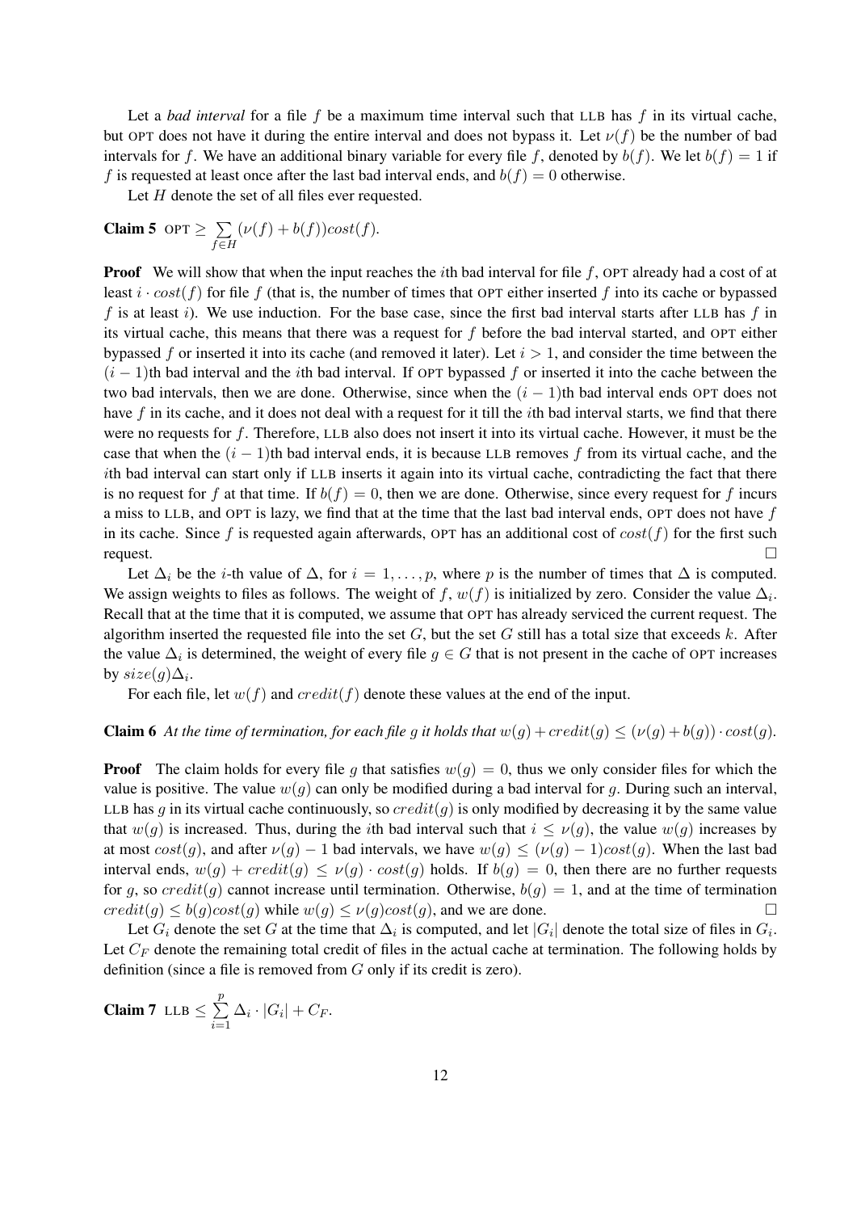Let a *bad interval* for a file $f$ be a maximum time interval such that LLB has $f$ in its virtual cache, but OPT does not have it during the entire interval and does not bypass it. Let $\nu(f)$ be the number of bad intervals for $f$. We have an additional binary variable for every file $f$, denoted by $b(f)$. We let $b(f) = 1$ if $f$ is requested at least once after the last bad interval ends, and $b(f) = 0$ otherwise.

Let $H$ denote the set of all files ever requested.

**Claim 5** OPT $\geq \sum_{f \in H} (\nu(f) + b(f))cost(f)$.

**Proof** We will show that when the input reaches the $i$th bad interval for file $f$, OPT already had a cost of at least $i \cdot cost(f)$ for file $f$ (that is, the number of times that OPT either inserted $f$ into its cache or bypassed $f$ is at least $i$). We use induction. For the base case, since the first bad interval starts after LLB has $f$ in its virtual cache, this means that there was a request for $f$ before the bad interval started, and OPT either bypassed $f$ or inserted it into its cache (and removed it later). Let $i > 1$, and consider the time between the $(i-1)$th bad interval and the $i$th bad interval. If OPT bypassed $f$ or inserted it into the cache between the two bad intervals, then we are done. Otherwise, since when the $(i-1)$th bad interval ends OPT does not have $f$ in its cache, and it does not deal with a request for it till the $i$th bad interval starts, we find that there were no requests for $f$. Therefore, LLB also does not insert it into its virtual cache. However, it must be the case that when the $(i-1)$th bad interval ends, it is because LLB removes $f$ from its virtual cache, and the $i$th bad interval can start only if LLB inserts it again into its virtual cache, contradicting the fact that there is no request for $f$ at that time. If $b(f) = 0$, then we are done. Otherwise, since every request for $f$ incurs a miss to LLB, and OPT is lazy, we find that at the time that the last bad interval ends, OPT does not have $f$ in its cache. Since $f$ is requested again afterwards, OPT has an additional cost of $cost(f)$ for the first such request. $\square$

Let $\Delta_i$ be the $i$-th value of $\Delta$, for $i = 1, \ldots, p$, where $p$ is the number of times that $\Delta$ is computed. We assign weights to files as follows. The weight of $f$, $w(f)$ is initialized by zero. Consider the value $\Delta_i$. Recall that at the time that it is computed, we assume that OPT has already serviced the current request. The algorithm inserted the requested file into the set $G$, but the set $G$ still has a total size that exceeds $k$. After the value $\Delta_i$ is determined, the weight of every file $g \in G$ that is not present in the cache of OPT increases by $size(g)\Delta_i$.

For each file, let $w(f)$ and $credit(f)$ denote these values at the end of the input.

**Claim 6** *At the time of termination, for each file $g$ it holds that $w(g) + credit(g) \leq (\nu(g) + b(g)) \cdot cost(g)$.*

**Proof** The claim holds for every file $g$ that satisfies $w(g) = 0$, thus we only consider files for which the value is positive. The value $w(g)$ can only be modified during a bad interval for $g$. During such an interval, LLB has $g$ in its virtual cache continuously, so $credit(g)$ is only modified by decreasing it by the same value that $w(g)$ is increased. Thus, during the $i$th bad interval such that $i \leq \nu(g)$, the value $w(g)$ increases by at most $cost(g)$, and after $\nu(g) - 1$ bad intervals, we have $w(g) \leq (\nu(g) - 1)cost(g)$. When the last bad interval ends, $w(g) + credit(g) \leq \nu(g) \cdot cost(g)$ holds. If $b(g) = 0$, then there are no further requests for $g$, so $credit(g)$ cannot increase until termination. Otherwise, $b(g) = 1$, and at the time of termination $credit(g) \leq b(g)cost(g)$ while $w(g) \leq \nu(g)cost(g)$, and we are done. $\square$

Let $G_i$ denote the set $G$ at the time that $\Delta_i$ is computed, and let $|G_i|$ denote the total size of files in $G_i$. Let $C_F$ denote the remaining total credit of files in the actual cache at termination. The following holds by definition (since a file is removed from $G$ only if its credit is zero).

**Claim 7** LLB $\leq \sum_{i=1}^{p} \Delta_i \cdot |G_i| + C_F$.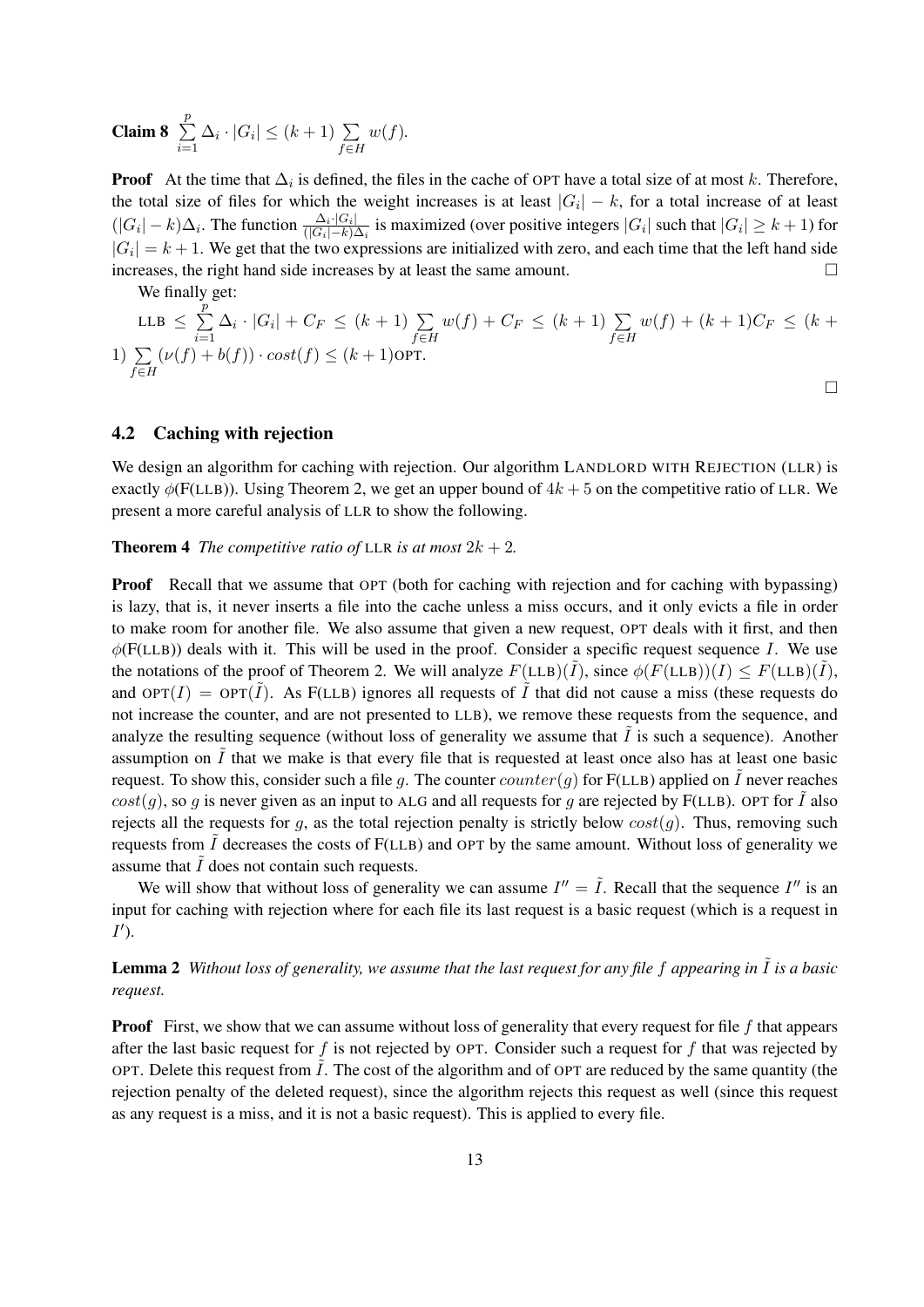**Claim 8** $\sum_{i=1}^{p} \Delta_i \cdot |G_i| \le (k+1) \sum_{f \in H} w(f)$.

**Proof** At the time that $\Delta_i$ is defined, the files in the cache of OPT have a total size of at most $k$. Therefore, the total size of files for which the weight increases is at least $|G_i| - k$, for a total increase of at least $(|G_i| - k)\Delta_i$. The function $\frac{\Delta_i \cdot |G_i|}{(|G_i|-k)\Delta_i}$ is maximized (over positive integers $|G_i|$ such that $|G_i| \ge k+1$) for $|G_i| = k+1$. We get that the two expressions are initialized with zero, and each time that the left hand side increases, the right hand side increases by at least the same amount. □

We finally get:

$$\text{LLB} \le \sum_{i=1}^{p} \Delta_i \cdot |G_i| + C_F \le (k+1) \sum_{f \in H} w(f) + C_F \le (k+1) \sum_{f \in H} w(f) + (k+1)C_F \le (k+1) \sum_{f \in H} (\nu(f) + b(f)) \cdot cost(f) \le (k+1)\text{OPT}.$$

□

## 4.2 Caching with rejection

We design an algorithm for caching with rejection. Our algorithm LANDLORD WITH REJECTION (LLR) is exactly $\phi$(F(LLB)). Using Theorem 2, we get an upper bound of $4k+5$ on the competitive ratio of LLR. We present a more careful analysis of LLR to show the following.

**Theorem 4** *The competitive ratio of* LLR *is at most* $2k+2$.

**Proof** Recall that we assume that OPT (both for caching with rejection and for caching with bypassing) is lazy, that is, it never inserts a file into the cache unless a miss occurs, and it only evicts a file in order to make room for another file. We also assume that given a new request, OPT deals with it first, and then $\phi$(F(LLB)) deals with it. This will be used in the proof. Consider a specific request sequence $I$. We use the notations of the proof of Theorem 2. We will analyze $F(\text{LLB})(\tilde{I})$, since $\phi(F(\text{LLB}))(I) \le F(\text{LLB})(\tilde{I})$, and $\text{OPT}(I) = \text{OPT}(\tilde{I})$. As F(LLB) ignores all requests of $\tilde{I}$ that did not cause a miss (these requests do not increase the counter, and are not presented to LLB), we remove these requests from the sequence, and analyze the resulting sequence (without loss of generality we assume that $\tilde{I}$ is such a sequence). Another assumption on $\tilde{I}$ that we make is that every file that is requested at least once also has at least one basic request. To show this, consider such a file $g$. The counter $counter(g)$ for F(LLB) applied on $\tilde{I}$ never reaches $cost(g)$, so $g$ is never given as an input to ALG and all requests for $g$ are rejected by F(LLB). OPT for $\tilde{I}$ also rejects all the requests for $g$, as the total rejection penalty is strictly below $cost(g)$. Thus, removing such requests from $\tilde{I}$ decreases the costs of F(LLB) and OPT by the same amount. Without loss of generality we assume that $\tilde{I}$ does not contain such requests.

We will show that without loss of generality we can assume $I'' = \tilde{I}$. Recall that the sequence $I''$ is an input for caching with rejection where for each file its last request is a basic request (which is a request in $I'$).

**Lemma 2** *Without loss of generality, we assume that the last request for any file $f$ appearing in $\tilde{I}$ is a basic request.*

**Proof** First, we show that we can assume without loss of generality that every request for file $f$ that appears after the last basic request for $f$ is not rejected by OPT. Consider such a request for $f$ that was rejected by OPT. Delete this request from $\tilde{I}$. The cost of the algorithm and of OPT are reduced by the same quantity (the rejection penalty of the deleted request), since the algorithm rejects this request as well (since this request as any request is a miss, and it is not a basic request). This is applied to every file.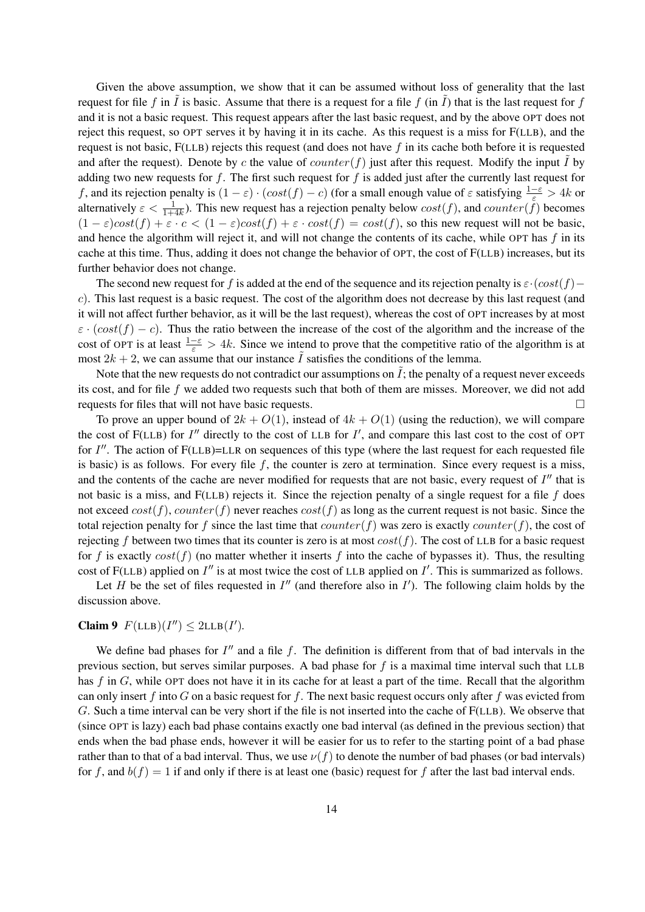Given the above assumption, we show that it can be assumed without loss of generality that the last request for file $f$ in $\tilde{I}$ is basic. Assume that there is a request for a file $f$ (in $\tilde{I}$) that is the last request for $f$ and it is not a basic request. This request appears after the last basic request, and by the above OPT does not reject this request, so OPT serves it by having it in its cache. As this request is a miss for F(LLB), and the request is not basic, F(LLB) rejects this request (and does not have $f$ in its cache both before it is requested and after the request). Denote by $c$ the value of $counter(f)$ just after this request. Modify the input $\tilde{I}$ by adding two new requests for $f$. The first such request for $f$ is added just after the currently last request for $f$, and its rejection penalty is $(1-\varepsilon)\cdot(cost(f)-c)$ (for a small enough value of $\varepsilon$ satisfying $\frac{1-\varepsilon}{\varepsilon} > 4k$ or alternatively $\varepsilon < \frac{1}{1+4k}$). This new request has a rejection penalty below $cost(f)$, and $counter(f)$ becomes $(1-\varepsilon)cost(f) + \varepsilon \cdot c < (1-\varepsilon)cost(f) + \varepsilon \cdot cost(f) = cost(f)$, so this new request will not be basic, and hence the algorithm will reject it, and will not change the contents of its cache, while OPT has $f$ in its cache at this time. Thus, adding it does not change the behavior of OPT, the cost of F(LLB) increases, but its further behavior does not change.

The second new request for $f$ is added at the end of the sequence and its rejection penalty is $\varepsilon\cdot(cost(f)-c)$. This last request is a basic request. The cost of the algorithm does not decrease by this last request (and it will not affect further behavior, as it will be the last request), whereas the cost of OPT increases by at most $\varepsilon \cdot (cost(f) - c)$. Thus the ratio between the increase of the cost of the algorithm and the increase of the cost of OPT is at least $\frac{1-\varepsilon}{\varepsilon} > 4k$. Since we intend to prove that the competitive ratio of the algorithm is at most $2k + 2$, we can assume that our instance $\tilde{I}$ satisfies the conditions of the lemma.

Note that the new requests do not contradict our assumptions on $\tilde{I}$; the penalty of a request never exceeds its cost, and for file $f$ we added two requests such that both of them are misses. Moreover, we did not add requests for files that will not have basic requests. □

To prove an upper bound of $2k + O(1)$, instead of $4k + O(1)$ (using the reduction), we will compare the cost of F(LLB) for $I''$ directly to the cost of LLB for $I'$, and compare this last cost to the cost of OPT for $I''$. The action of F(LLB)=LLR on sequences of this type (where the last request for each requested file is basic) is as follows. For every file $f$, the counter is zero at termination. Since every request is a miss, and the contents of the cache are never modified for requests that are not basic, every request of $I''$ that is not basic is a miss, and F(LLB) rejects it. Since the rejection penalty of a single request for a file $f$ does not exceed $cost(f)$, $counter(f)$ never reaches $cost(f)$ as long as the current request is not basic. Since the total rejection penalty for $f$ since the last time that $counter(f)$ was zero is exactly $counter(f)$, the cost of rejecting $f$ between two times that its counter is zero is at most $cost(f)$. The cost of LLB for a basic request for $f$ is exactly $cost(f)$ (no matter whether it inserts $f$ into the cache of bypasses it). Thus, the resulting cost of F(LLB) applied on $I''$ is at most twice the cost of LLB applied on $I'$. This is summarized as follows.

Let $H$ be the set of files requested in $I''$ (and therefore also in $I'$). The following claim holds by the discussion above.

**Claim 9** $F(\text{LLB})(I'') \leq 2\text{LLB}(I')$.

We define bad phases for $I''$ and a file $f$. The definition is different from that of bad intervals in the previous section, but serves similar purposes. A bad phase for $f$ is a maximal time interval such that LLB has $f$ in $G$, while OPT does not have it in its cache for at least a part of the time. Recall that the algorithm can only insert $f$ into $G$ on a basic request for $f$. The next basic request occurs only after $f$ was evicted from $G$. Such a time interval can be very short if the file is not inserted into the cache of F(LLB). We observe that (since OPT is lazy) each bad phase contains exactly one bad interval (as defined in the previous section) that ends when the bad phase ends, however it will be easier for us to refer to the starting point of a bad phase rather than to that of a bad interval. Thus, we use $\nu(f)$ to denote the number of bad phases (or bad intervals) for $f$, and $b(f) = 1$ if and only if there is at least one (basic) request for $f$ after the last bad interval ends.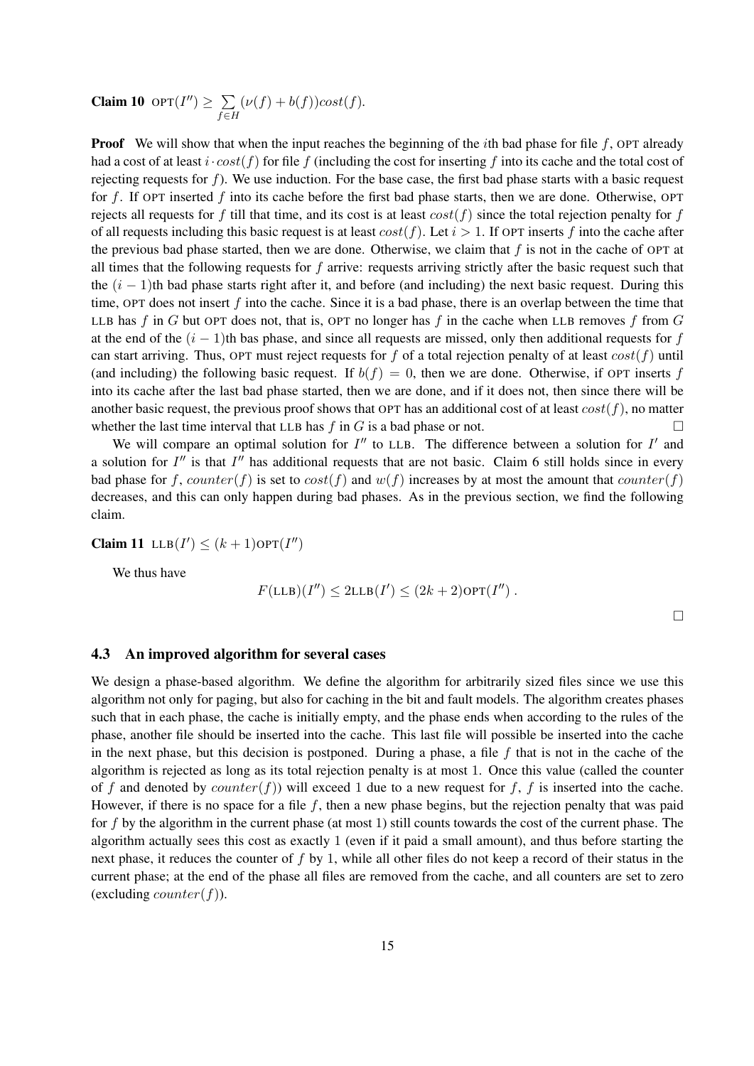**Claim 10** $\text{OPT}(I'') \geq \sum_{f \in H} (\nu(f) + b(f)) cost(f)$.

**Proof** We will show that when the input reaches the beginning of the $i$th bad phase for file $f$, OPT already had a cost of at least $i \cdot cost(f)$ for file $f$ (including the cost for inserting $f$ into its cache and the total cost of rejecting requests for $f$). We use induction. For the base case, the first bad phase starts with a basic request for $f$. If OPT inserted $f$ into its cache before the first bad phase starts, then we are done. Otherwise, OPT rejects all requests for $f$ till that time, and its cost is at least $cost(f)$ since the total rejection penalty for $f$ of all requests including this basic request is at least $cost(f)$. Let $i > 1$. If OPT inserts $f$ into the cache after the previous bad phase started, then we are done. Otherwise, we claim that $f$ is not in the cache of OPT at all times that the following requests for $f$ arrive: requests arriving strictly after the basic request such that the $(i-1)$th bad phase starts right after it, and before (and including) the next basic request. During this time, OPT does not insert $f$ into the cache. Since it is a bad phase, there is an overlap between the time that LLB has $f$ in $G$ but OPT does not, that is, OPT no longer has $f$ in the cache when LLB removes $f$ from $G$ at the end of the $(i-1)$th bas phase, and since all requests are missed, only then additional requests for $f$ can start arriving. Thus, OPT must reject requests for $f$ of a total rejection penalty of at least $cost(f)$ until (and including) the following basic request. If $b(f) = 0$, then we are done. Otherwise, if OPT inserts $f$ into its cache after the last bad phase started, then we are done, and if it does not, then since there will be another basic request, the previous proof shows that OPT has an additional cost of at least $cost(f)$, no matter whether the last time interval that LLB has $f$ in $G$ is a bad phase or not. □

We will compare an optimal solution for $I''$ to LLB. The difference between a solution for $I'$ and a solution for $I''$ is that $I''$ has additional requests that are not basic. Claim 6 still holds since in every bad phase for $f$, $counter(f)$ is set to $cost(f)$ and $w(f)$ increases by at most the amount that $counter(f)$ decreases, and this can only happen during bad phases. As in the previous section, we find the following claim.

**Claim 11** $\text{LLB}(I') \leq (k+1)\text{OPT}(I'')$

We thus have

$$F(\text{LLB})(I'') \leq 2\text{LLB}(I') \leq (2k+2)\text{OPT}(I'') \ .$$

□

### 4.3 An improved algorithm for several cases

We design a phase-based algorithm. We define the algorithm for arbitrarily sized files since we use this algorithm not only for paging, but also for caching in the bit and fault models. The algorithm creates phases such that in each phase, the cache is initially empty, and the phase ends when according to the rules of the phase, another file should be inserted into the cache. This last file will possible be inserted into the cache in the next phase, but this decision is postponed. During a phase, a file $f$ that is not in the cache of the algorithm is rejected as long as its total rejection penalty is at most 1. Once this value (called the counter of $f$ and denoted by $counter(f)$) will exceed 1 due to a new request for $f$, $f$ is inserted into the cache. However, if there is no space for a file $f$, then a new phase begins, but the rejection penalty that was paid for $f$ by the algorithm in the current phase (at most 1) still counts towards the cost of the current phase. The algorithm actually sees this cost as exactly 1 (even if it paid a small amount), and thus before starting the next phase, it reduces the counter of $f$ by 1, while all other files do not keep a record of their status in the current phase; at the end of the phase all files are removed from the cache, and all counters are set to zero (excluding $counter(f)$).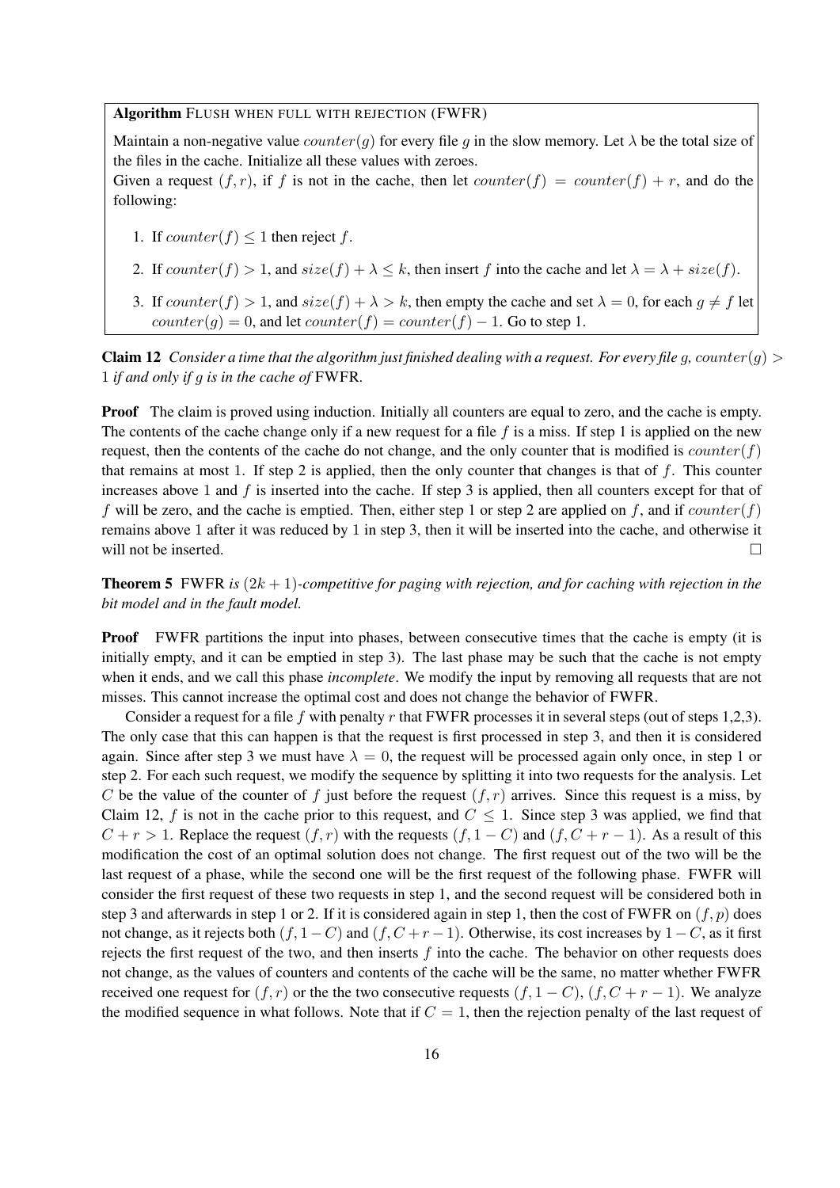**Algorithm** Flush when full with rejection (FWFR)

Maintain a non-negative value $counter(g)$ for every file $g$ in the slow memory. Let $\lambda$ be the total size of the files in the cache. Initialize all these values with zeroes.

Given a request $(f, r)$, if $f$ is not in the cache, then let $counter(f) = counter(f) + r$, and do the following:

1. If $counter(f) \leq 1$ then reject $f$.
2. If $counter(f) > 1$, and $size(f) + \lambda \leq k$, then insert $f$ into the cache and let $\lambda = \lambda + size(f)$.
3. If $counter(f) > 1$, and $size(f) + \lambda > k$, then empty the cache and set $\lambda = 0$, for each $g \neq f$ let $counter(g) = 0$, and let $counter(f) = counter(f) - 1$. Go to step 1.

**Claim 12** *Consider a time that the algorithm just finished dealing with a request. For every file $g$, $counter(g) > 1$ if and only if $g$ is in the cache of* FWFR.

**Proof** The claim is proved using induction. Initially all counters are equal to zero, and the cache is empty. The contents of the cache change only if a new request for a file $f$ is a miss. If step 1 is applied on the new request, then the contents of the cache do not change, and the only counter that is modified is $counter(f)$ that remains at most 1. If step 2 is applied, then the only counter that changes is that of $f$. This counter increases above 1 and $f$ is inserted into the cache. If step 3 is applied, then all counters except for that of $f$ will be zero, and the cache is emptied. Then, either step 1 or step 2 are applied on $f$, and if $counter(f)$ remains above 1 after it was reduced by 1 in step 3, then it will be inserted into the cache, and otherwise it will not be inserted. $\square$

**Theorem 5** FWFR *is $(2k+1)$-competitive for paging with rejection, and for caching with rejection in the bit model and in the fault model.*

**Proof** FWFR partitions the input into phases, between consecutive times that the cache is empty (it is initially empty, and it can be emptied in step 3). The last phase may be such that the cache is not empty when it ends, and we call this phase *incomplete*. We modify the input by removing all requests that are not misses. This cannot increase the optimal cost and does not change the behavior of FWFR.

Consider a request for a file $f$ with penalty $r$ that FWFR processes it in several steps (out of steps 1,2,3). The only case that this can happen is that the request is first processed in step 3, and then it is considered again. Since after step 3 we must have $\lambda = 0$, the request will be processed again only once, in step 1 or step 2. For each such request, we modify the sequence by splitting it into two requests for the analysis. Let $C$ be the value of the counter of $f$ just before the request $(f, r)$ arrives. Since this request is a miss, by Claim 12, $f$ is not in the cache prior to this request, and $C \leq 1$. Since step 3 was applied, we find that $C + r > 1$. Replace the request $(f, r)$ with the requests $(f, 1 - C)$ and $(f, C + r - 1)$. As a result of this modification the cost of an optimal solution does not change. The first request out of the two will be the last request of a phase, while the second one will be the first request of the following phase. FWFR will consider the first request of these two requests in step 1, and the second request will be considered both in step 3 and afterwards in step 1 or 2. If it is considered again in step 1, then the cost of FWFR on $(f, p)$ does not change, as it rejects both $(f, 1 - C)$ and $(f, C + r - 1)$. Otherwise, its cost increases by $1 - C$, as it first rejects the first request of the two, and then inserts $f$ into the cache. The behavior on other requests does not change, as the values of counters and contents of the cache will be the same, no matter whether FWFR received one request for $(f, r)$ or the the two consecutive requests $(f, 1 - C)$, $(f, C + r - 1)$. We analyze the modified sequence in what follows. Note that if $C = 1$, then the rejection penalty of the last request of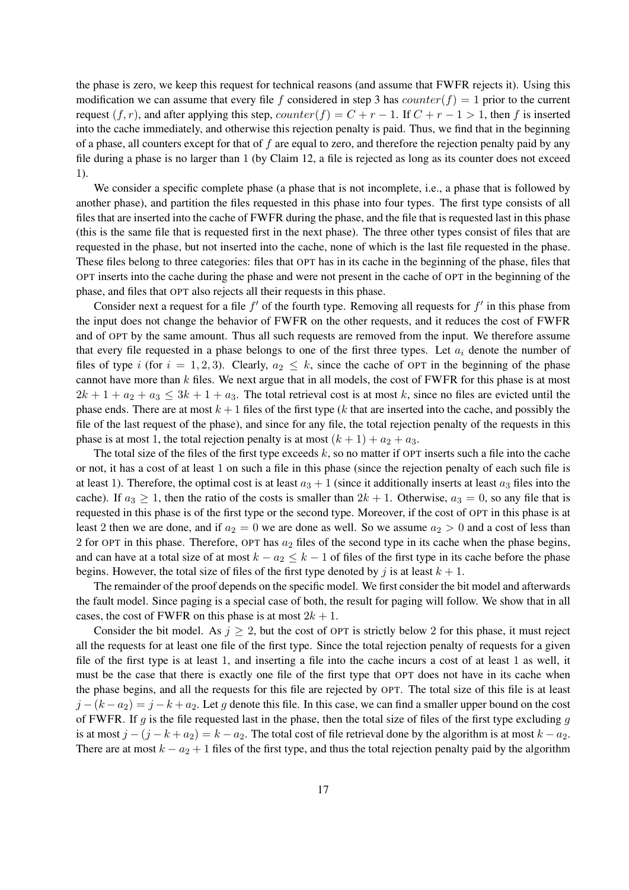the phase is zero, we keep this request for technical reasons (and assume that FWFR rejects it). Using this modification we can assume that every file $f$ considered in step 3 has $counter(f) = 1$ prior to the current request $(f, r)$, and after applying this step, $counter(f) = C + r - 1$. If $C + r - 1 > 1$, then $f$ is inserted into the cache immediately, and otherwise this rejection penalty is paid. Thus, we find that in the beginning of a phase, all counters except for that of $f$ are equal to zero, and therefore the rejection penalty paid by any file during a phase is no larger than 1 (by Claim 12, a file is rejected as long as its counter does not exceed 1).

We consider a specific complete phase (a phase that is not incomplete, i.e., a phase that is followed by another phase), and partition the files requested in this phase into four types. The first type consists of all files that are inserted into the cache of FWFR during the phase, and the file that is requested last in this phase (this is the same file that is requested first in the next phase). The three other types consist of files that are requested in the phase, but not inserted into the cache, none of which is the last file requested in the phase. These files belong to three categories: files that OPT has in its cache in the beginning of the phase, files that OPT inserts into the cache during the phase and were not present in the cache of OPT in the beginning of the phase, and files that OPT also rejects all their requests in this phase.

Consider next a request for a file $f'$ of the fourth type. Removing all requests for $f'$ in this phase from the input does not change the behavior of FWFR on the other requests, and it reduces the cost of FWFR and of OPT by the same amount. Thus all such requests are removed from the input. We therefore assume that every file requested in a phase belongs to one of the first three types. Let $a_i$ denote the number of files of type $i$ (for $i = 1, 2, 3$). Clearly, $a_2 \leq k$, since the cache of OPT in the beginning of the phase cannot have more than $k$ files. We next argue that in all models, the cost of FWFR for this phase is at most $2k + 1 + a_2 + a_3 \leq 3k + 1 + a_3$. The total retrieval cost is at most $k$, since no files are evicted until the phase ends. There are at most $k + 1$ files of the first type ($k$ that are inserted into the cache, and possibly the file of the last request of the phase), and since for any file, the total rejection penalty of the requests in this phase is at most 1, the total rejection penalty is at most $(k + 1) + a_2 + a_3$.

The total size of the files of the first type exceeds $k$, so no matter if OPT inserts such a file into the cache or not, it has a cost of at least 1 on such a file in this phase (since the rejection penalty of each such file is at least 1). Therefore, the optimal cost is at least $a_3 + 1$ (since it additionally inserts at least $a_3$ files into the cache). If $a_3 \geq 1$, then the ratio of the costs is smaller than $2k + 1$. Otherwise, $a_3 = 0$, so any file that is requested in this phase is of the first type or the second type. Moreover, if the cost of OPT in this phase is at least 2 then we are done, and if $a_2 = 0$ we are done as well. So we assume $a_2 > 0$ and a cost of less than 2 for OPT in this phase. Therefore, OPT has $a_2$ files of the second type in its cache when the phase begins, and can have at a total size of at most $k - a_2 \leq k - 1$ of files of the first type in its cache before the phase begins. However, the total size of files of the first type denoted by $j$ is at least $k + 1$.

The remainder of the proof depends on the specific model. We first consider the bit model and afterwards the fault model. Since paging is a special case of both, the result for paging will follow. We show that in all cases, the cost of FWFR on this phase is at most $2k + 1$.

Consider the bit model. As $j \geq 2$, but the cost of OPT is strictly below 2 for this phase, it must reject all the requests for at least one file of the first type. Since the total rejection penalty of requests for a given file of the first type is at least 1, and inserting a file into the cache incurs a cost of at least 1 as well, it must be the case that there is exactly one file of the first type that OPT does not have in its cache when the phase begins, and all the requests for this file are rejected by OPT. The total size of this file is at least $j - (k - a_2) = j - k + a_2$. Let $g$ denote this file. In this case, we can find a smaller upper bound on the cost of FWFR. If $g$ is the file requested last in the phase, then the total size of files of the first type excluding $g$ is at most $j - (j - k + a_2) = k - a_2$. The total cost of file retrieval done by the algorithm is at most $k - a_2$. There are at most $k - a_2 + 1$ files of the first type, and thus the total rejection penalty paid by the algorithm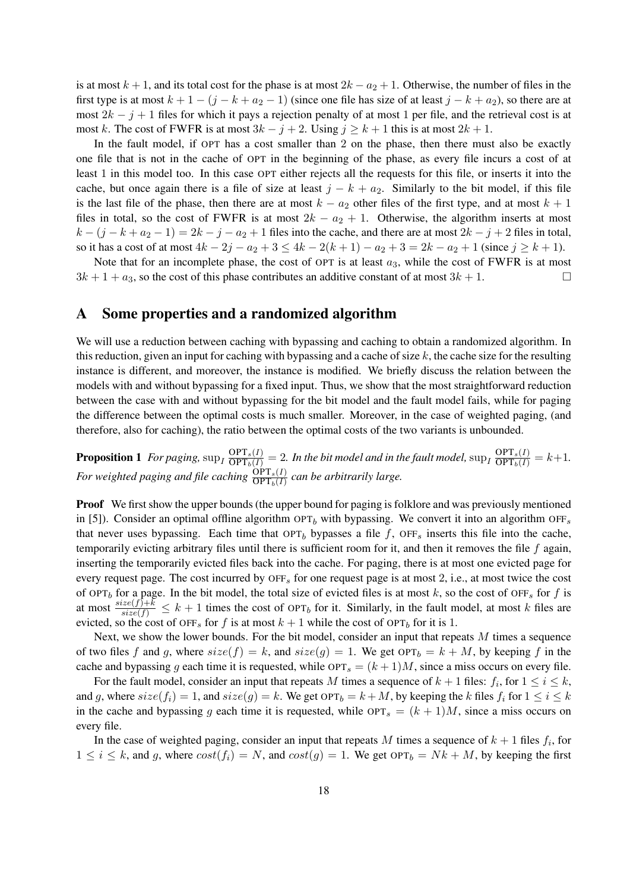is at most $k+1$, and its total cost for the phase is at most $2k - a_2 + 1$. Otherwise, the number of files in the first type is at most $k + 1 - (j - k + a_2 - 1)$ (since one file has size of at least $j - k + a_2$), so there are at most $2k - j + 1$ files for which it pays a rejection penalty of at most 1 per file, and the retrieval cost is at most $k$. The cost of FWFR is at most $3k - j + 2$. Using $j \geq k + 1$ this is at most $2k + 1$.

In the fault model, if OPT has a cost smaller than 2 on the phase, then there must also be exactly one file that is not in the cache of OPT in the beginning of the phase, as every file incurs a cost of at least 1 in this model too. In this case OPT either rejects all the requests for this file, or inserts it into the cache, but once again there is a file of size at least $j - k + a_2$. Similarly to the bit model, if this file is the last file of the phase, then there are at most $k - a_2$ other files of the first type, and at most $k + 1$ files in total, so the cost of FWFR is at most $2k - a_2 + 1$. Otherwise, the algorithm inserts at most $k - (j - k + a_2 - 1) = 2k - j - a_2 + 1$ files into the cache, and there are at most $2k - j + 2$ files in total, so it has a cost of at most $4k - 2j - a_2 + 3 \leq 4k - 2(k+1) - a_2 + 3 = 2k - a_2 + 1$ (since $j \geq k + 1$).

Note that for an incomplete phase, the cost of OPT is at least $a_3$, while the cost of FWFR is at most $3k + 1 + a_3$, so the cost of this phase contributes an additive constant of at most $3k + 1$. □

# A Some properties and a randomized algorithm

We will use a reduction between caching with bypassing and caching to obtain a randomized algorithm. In this reduction, given an input for caching with bypassing and a cache of size $k$, the cache size for the resulting instance is different, and moreover, the instance is modified. We briefly discuss the relation between the models with and without bypassing for a fixed input. Thus, we show that the most straightforward reduction between the case with and without bypassing for the bit model and the fault model fails, while for paging the difference between the optimal costs is much smaller. Moreover, in the case of weighted paging, (and therefore, also for caching), the ratio between the optimal costs of the two variants is unbounded.

**Proposition 1** *For paging,* $\sup_I \frac{\text{OPT}_s(I)}{\text{OPT}_b(I)} = 2$. *In the bit model and in the fault model,* $\sup_I \frac{\text{OPT}_s(I)}{\text{OPT}_b(I)} = k+1$. *For weighted paging and file caching* $\frac{\text{OPT}_s(I)}{\text{OPT}_b(I)}$ *can be arbitrarily large.*

**Proof** We first show the upper bounds (the upper bound for paging is folklore and was previously mentioned in [5]). Consider an optimal offline algorithm $\text{OPT}_b$ with bypassing. We convert it into an algorithm $\text{OFF}_s$ that never uses bypassing. Each time that $\text{OPT}_b$ bypasses a file $f$, $\text{OFF}_s$ inserts this file into the cache, temporarily evicting arbitrary files until there is sufficient room for it, and then it removes the file $f$ again, inserting the temporarily evicted files back into the cache. For paging, there is at most one evicted page for every request page. The cost incurred by $\text{OFF}_s$ for one request page is at most 2, i.e., at most twice the cost of $\text{OPT}_b$ for a page. In the bit model, the total size of evicted files is at most $k$, so the cost of $\text{OFF}_s$ for $f$ is at most $\frac{size(f)+k}{size(f)} \leq k+1$ times the cost of $\text{OPT}_b$ for it. Similarly, in the fault model, at most $k$ files are evicted, so the cost of $\text{OFF}_s$ for $f$ is at most $k+1$ while the cost of $\text{OPT}_b$ for it is 1.

Next, we show the lower bounds. For the bit model, consider an input that repeats $M$ times a sequence of two files $f$ and $g$, where $size(f) = k$, and $size(g) = 1$. We get $\text{OPT}_b = k + M$, by keeping $f$ in the cache and bypassing $g$ each time it is requested, while $\text{OPT}_s = (k+1)M$, since a miss occurs on every file.

For the fault model, consider an input that repeats $M$ times a sequence of $k+1$ files: $f_i$, for $1 \leq i \leq k$, and $g$, where $size(f_i) = 1$, and $size(g) = k$. We get $\text{OPT}_b = k + M$, by keeping the $k$ files $f_i$ for $1 \leq i \leq k$ in the cache and bypassing $g$ each time it is requested, while $\text{OPT}_s = (k+1)M$, since a miss occurs on every file.

In the case of weighted paging, consider an input that repeats $M$ times a sequence of $k+1$ files $f_i$, for $1 \leq i \leq k$, and $g$, where $cost(f_i) = N$, and $cost(g) = 1$. We get $\text{OPT}_b = Nk + M$, by keeping the first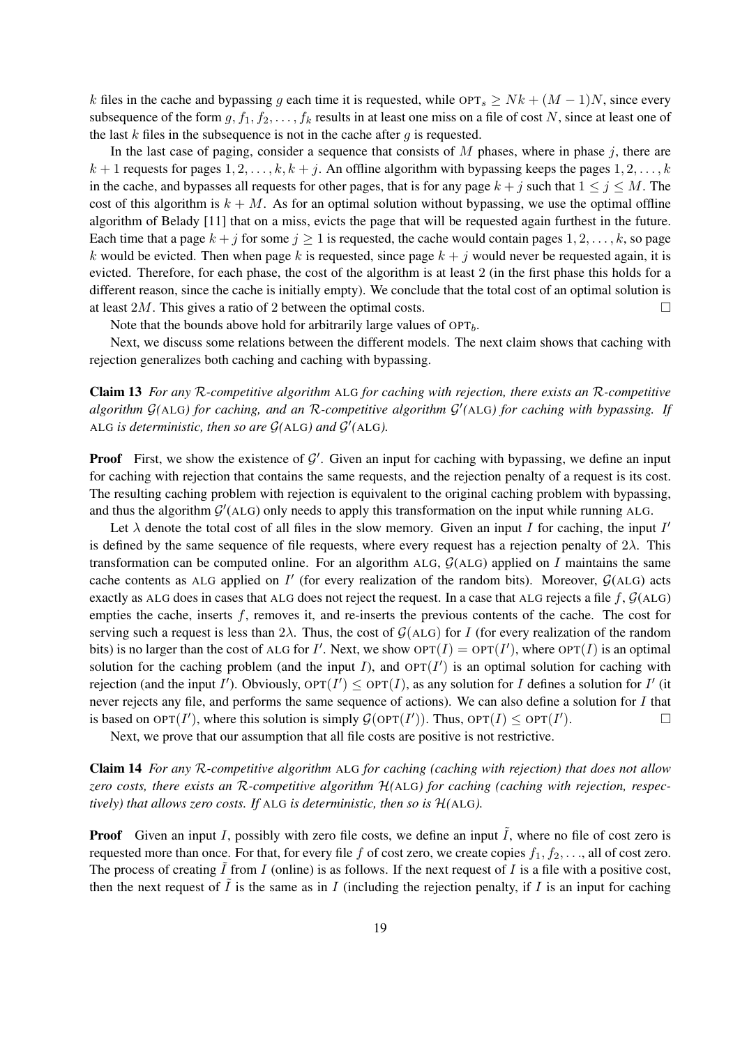$k$ files in the cache and bypassing $g$ each time it is requested, while $\text{OPT}_s \geq Nk + (M-1)N$, since every subsequence of the form $g, f_1, f_2, \ldots, f_k$ results in at least one miss on a file of cost $N$, since at least one of the last $k$ files in the subsequence is not in the cache after $g$ is requested.

In the last case of paging, consider a sequence that consists of $M$ phases, where in phase $j$, there are $k+1$ requests for pages $1, 2, \ldots, k, k+j$. An offline algorithm with bypassing keeps the pages $1, 2, \ldots, k$ in the cache, and bypasses all requests for other pages, that is for any page $k+j$ such that $1 \leq j \leq M$. The cost of this algorithm is $k + M$. As for an optimal solution without bypassing, we use the optimal offline algorithm of Belady [11] that on a miss, evicts the page that will be requested again furthest in the future. Each time that a page $k+j$ for some $j \geq 1$ is requested, the cache would contain pages $1, 2, \ldots, k$, so page $k$ would be evicted. Then when page $k$ is requested, since page $k+j$ would never be requested again, it is evicted. Therefore, for each phase, the cost of the algorithm is at least 2 (in the first phase this holds for a different reason, since the cache is initially empty). We conclude that the total cost of an optimal solution is at least $2M$. This gives a ratio of 2 between the optimal costs. □

Note that the bounds above hold for arbitrarily large values of $\text{OPT}_b$.

Next, we discuss some relations between the different models. The next claim shows that caching with rejection generalizes both caching and caching with bypassing.

**Claim 13** *For any $\mathcal{R}$-competitive algorithm* ALG *for caching with rejection, there exists an $\mathcal{R}$-competitive algorithm $\mathcal{G}$(*ALG*) for caching, and an $\mathcal{R}$-competitive algorithm $\mathcal{G}'$(*ALG*) for caching with bypassing. If* ALG *is deterministic, then so are $\mathcal{G}$(*ALG*) and $\mathcal{G}'$(*ALG*).*

**Proof** First, we show the existence of $\mathcal{G}'$. Given an input for caching with bypassing, we define an input for caching with rejection that contains the same requests, and the rejection penalty of a request is its cost. The resulting caching problem with rejection is equivalent to the original caching problem with bypassing, and thus the algorithm $\mathcal{G}'$(ALG) only needs to apply this transformation on the input while running ALG.

Let $\lambda$ denote the total cost of all files in the slow memory. Given an input $I$ for caching, the input $I'$ is defined by the same sequence of file requests, where every request has a rejection penalty of $2\lambda$. This transformation can be computed online. For an algorithm ALG, $\mathcal{G}$(ALG) applied on $I$ maintains the same cache contents as ALG applied on $I'$ (for every realization of the random bits). Moreover, $\mathcal{G}$(ALG) acts exactly as ALG does in cases that ALG does not reject the request. In a case that ALG rejects a file $f$, $\mathcal{G}$(ALG) empties the cache, inserts $f$, removes it, and re-inserts the previous contents of the cache. The cost for serving such a request is less than $2\lambda$. Thus, the cost of $\mathcal{G}$(ALG) for $I$ (for every realization of the random bits) is no larger than the cost of ALG for $I'$. Next, we show $\text{OPT}(I) = \text{OPT}(I')$, where $\text{OPT}(I)$ is an optimal solution for the caching problem (and the input $I$), and $\text{OPT}(I')$ is an optimal solution for caching with rejection (and the input $I'$). Obviously, $\text{OPT}(I') \leq \text{OPT}(I)$, as any solution for $I$ defines a solution for $I'$ (it never rejects any file, and performs the same sequence of actions). We can also define a solution for $I$ that is based on $\text{OPT}(I')$, where this solution is simply $\mathcal{G}(\text{OPT}(I'))$. Thus, $\text{OPT}(I) \leq \text{OPT}(I')$. □

Next, we prove that our assumption that all file costs are positive is not restrictive.

**Claim 14** *For any $\mathcal{R}$-competitive algorithm* ALG *for caching (caching with rejection) that does not allow zero costs, there exists an $\mathcal{R}$-competitive algorithm $\mathcal{H}$(*ALG*) for caching (caching with rejection, respectively) that allows zero costs. If* ALG *is deterministic, then so is $\mathcal{H}$(*ALG*).*

**Proof** Given an input $I$, possibly with zero file costs, we define an input $\tilde{I}$, where no file of cost zero is requested more than once. For that, for every file $f$ of cost zero, we create copies $f_1, f_2, \ldots$, all of cost zero. The process of creating $\tilde{I}$ from $I$ (online) is as follows. If the next request of $I$ is a file with a positive cost, then the next request of $\tilde{I}$ is the same as in $I$ (including the rejection penalty, if $I$ is an input for caching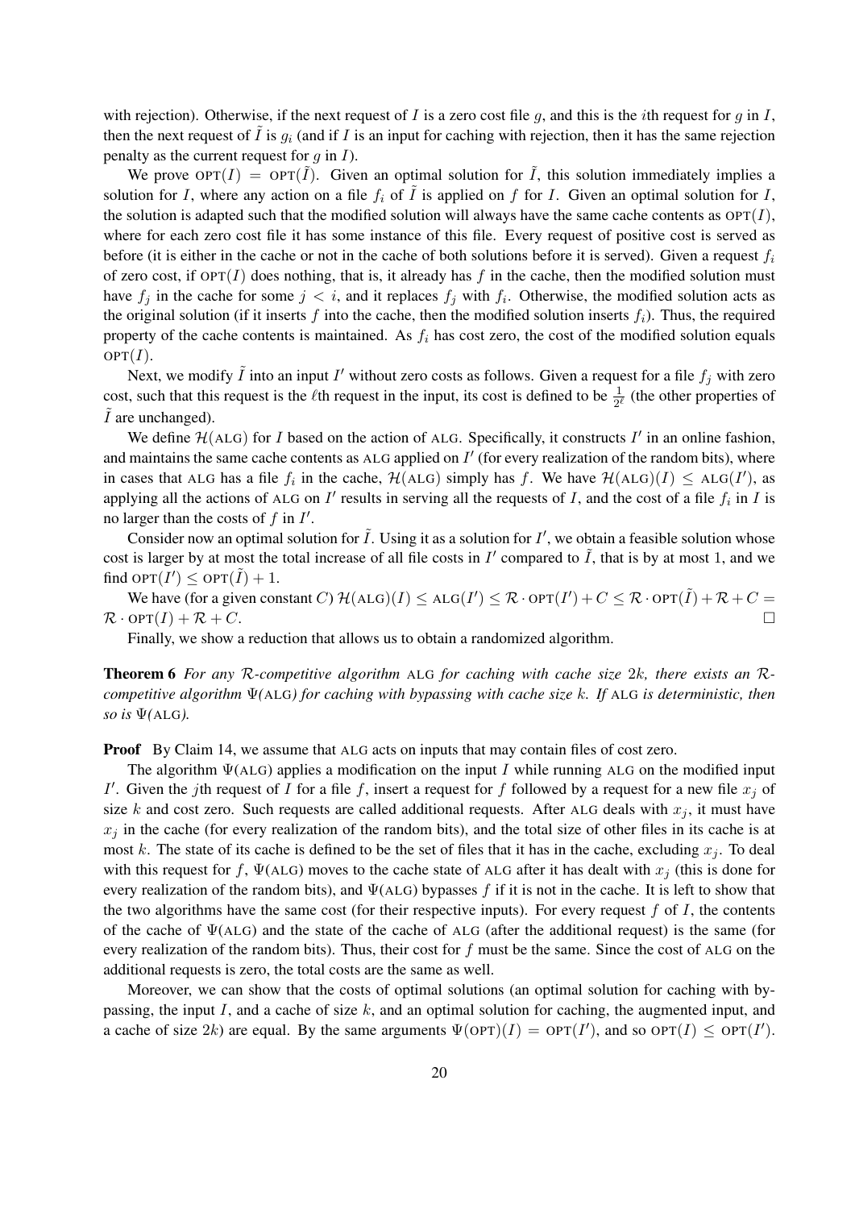with rejection). Otherwise, if the next request of $I$ is a zero cost file $g$, and this is the $i$th request for $g$ in $I$, then the next request of $\tilde{I}$ is $g_i$ (and if $I$ is an input for caching with rejection, then it has the same rejection penalty as the current request for $g$ in $I$).

We prove $\text{OPT}(I) = \text{OPT}(\tilde{I})$. Given an optimal solution for $\tilde{I}$, this solution immediately implies a solution for $I$, where any action on a file $f_i$ of $\tilde{I}$ is applied on $f$ for $I$. Given an optimal solution for $I$, the solution is adapted such that the modified solution will always have the same cache contents as $\text{OPT}(I)$, where for each zero cost file it has some instance of this file. Every request of positive cost is served as before (it is either in the cache or not in the cache of both solutions before it is served). Given a request $f_i$ of zero cost, if $\text{OPT}(I)$ does nothing, that is, it already has $f$ in the cache, then the modified solution must have $f_j$ in the cache for some $j < i$, and it replaces $f_j$ with $f_i$. Otherwise, the modified solution acts as the original solution (if it inserts $f$ into the cache, then the modified solution inserts $f_i$). Thus, the required property of the cache contents is maintained. As $f_i$ has cost zero, the cost of the modified solution equals $\text{OPT}(I)$.

Next, we modify $\tilde{I}$ into an input $I'$ without zero costs as follows. Given a request for a file $f_j$ with zero cost, such that this request is the $\ell$th request in the input, its cost is defined to be $\frac{1}{2^\ell}$ (the other properties of $\tilde{I}$ are unchanged).

We define $\mathcal{H}(\text{ALG})$ for $I$ based on the action of ALG. Specifically, it constructs $I'$ in an online fashion, and maintains the same cache contents as ALG applied on $I'$ (for every realization of the random bits), where in cases that ALG has a file $f_i$ in the cache, $\mathcal{H}(\text{ALG})$ simply has $f$. We have $\mathcal{H}(\text{ALG})(I) \leq \text{ALG}(I')$, as applying all the actions of ALG on $I'$ results in serving all the requests of $I$, and the cost of a file $f_i$ in $I$ is no larger than the costs of $f$ in $I'$.

Consider now an optimal solution for $\tilde{I}$. Using it as a solution for $I'$, we obtain a feasible solution whose cost is larger by at most the total increase of all file costs in $I'$ compared to $\tilde{I}$, that is by at most 1, and we find $\text{OPT}(I') \leq \text{OPT}(\tilde{I}) + 1$.

We have (for a given constant $C$) $\mathcal{H}(\text{ALG})(I) \leq \text{ALG}(I') \leq \mathcal{R} \cdot \text{OPT}(I') + C \leq \mathcal{R} \cdot \text{OPT}(\tilde{I}) + \mathcal{R} + C = \mathcal{R} \cdot \text{OPT}(I) + \mathcal{R} + C$. $\square$

Finally, we show a reduction that allows us to obtain a randomized algorithm.

**Theorem 6** *For any $\mathcal{R}$-competitive algorithm* ALG *for caching with cache size $2k$, there exists an $\mathcal{R}$-competitive algorithm $\Psi$(*ALG*) for caching with bypassing with cache size $k$. If* ALG *is deterministic, then so is $\Psi$(*ALG*).*

**Proof** By Claim 14, we assume that ALG acts on inputs that may contain files of cost zero.

The algorithm $\Psi(\text{ALG})$ applies a modification on the input $I$ while running ALG on the modified input $I'$. Given the $j$th request of $I$ for a file $f$, insert a request for $f$ followed by a request for a new file $x_j$ of size $k$ and cost zero. Such requests are called additional requests. After ALG deals with $x_j$, it must have $x_j$ in the cache (for every realization of the random bits), and the total size of other files in its cache is at most $k$. The state of its cache is defined to be the set of files that it has in the cache, excluding $x_j$. To deal with this request for $f$, $\Psi(\text{ALG})$ moves to the cache state of ALG after it has dealt with $x_j$ (this is done for every realization of the random bits), and $\Psi(\text{ALG})$ bypasses $f$ if it is not in the cache. It is left to show that the two algorithms have the same cost (for their respective inputs). For every request $f$ of $I$, the contents of the cache of $\Psi(\text{ALG})$ and the state of the cache of ALG (after the additional request) is the same (for every realization of the random bits). Thus, their cost for $f$ must be the same. Since the cost of ALG on the additional requests is zero, the total costs are the same as well.

Moreover, we can show that the costs of optimal solutions (an optimal solution for caching with bypassing, the input $I$, and a cache of size $k$, and an optimal solution for caching, the augmented input, and a cache of size $2k$) are equal. By the same arguments $\Psi(\text{OPT})(I) = \text{OPT}(I')$, and so $\text{OPT}(I) \leq \text{OPT}(I')$.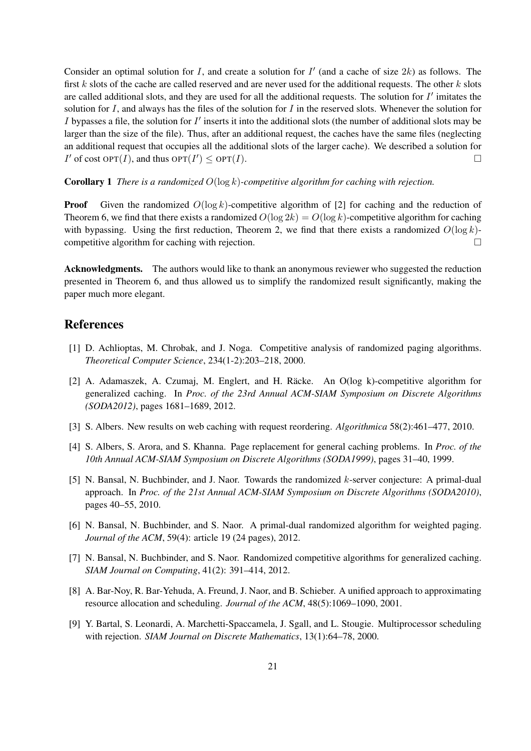Consider an optimal solution for $I$, and create a solution for $I'$ (and a cache of size $2k$) as follows. The first $k$ slots of the cache are called reserved and are never used for the additional requests. The other $k$ slots are called additional slots, and they are used for all the additional requests. The solution for $I'$ imitates the solution for $I$, and always has the files of the solution for $I$ in the reserved slots. Whenever the solution for $I$ bypasses a file, the solution for $I'$ inserts it into the additional slots (the number of additional slots may be larger than the size of the file). Thus, after an additional request, the caches have the same files (neglecting an additional request that occupies all the additional slots of the larger cache). We described a solution for $I'$ of cost $\text{OPT}(I)$, and thus $\text{OPT}(I') \leq \text{OPT}(I)$. □

**Corollary 1** *There is a randomized $O(\log k)$-competitive algorithm for caching with rejection.*

**Proof** Given the randomized $O(\log k)$-competitive algorithm of [2] for caching and the reduction of Theorem 6, we find that there exists a randomized $O(\log 2k) = O(\log k)$-competitive algorithm for caching with bypassing. Using the first reduction, Theorem 2, we find that there exists a randomized $O(\log k)$-competitive algorithm for caching with rejection. □

**Acknowledgments.** The authors would like to thank an anonymous reviewer who suggested the reduction presented in Theorem 6, and thus allowed us to simplify the randomized result significantly, making the paper much more elegant.

# References

[1] D. Achlioptas, M. Chrobak, and J. Noga. Competitive analysis of randomized paging algorithms. *Theoretical Computer Science*, 234(1-2):203–218, 2000.

[2] A. Adamaszek, A. Czumaj, M. Englert, and H. Räcke. An O(log k)-competitive algorithm for generalized caching. In *Proc. of the 23rd Annual ACM-SIAM Symposium on Discrete Algorithms (SODA2012)*, pages 1681–1689, 2012.

[3] S. Albers. New results on web caching with request reordering. *Algorithmica* 58(2):461–477, 2010.

[4] S. Albers, S. Arora, and S. Khanna. Page replacement for general caching problems. In *Proc. of the 10th Annual ACM-SIAM Symposium on Discrete Algorithms (SODA1999)*, pages 31–40, 1999.

[5] N. Bansal, N. Buchbinder, and J. Naor. Towards the randomized $k$-server conjecture: A primal-dual approach. In *Proc. of the 21st Annual ACM-SIAM Symposium on Discrete Algorithms (SODA2010)*, pages 40–55, 2010.

[6] N. Bansal, N. Buchbinder, and S. Naor. A primal-dual randomized algorithm for weighted paging. *Journal of the ACM*, 59(4): article 19 (24 pages), 2012.

[7] N. Bansal, N. Buchbinder, and S. Naor. Randomized competitive algorithms for generalized caching. *SIAM Journal on Computing*, 41(2): 391–414, 2012.

[8] A. Bar-Noy, R. Bar-Yehuda, A. Freund, J. Naor, and B. Schieber. A unified approach to approximating resource allocation and scheduling. *Journal of the ACM*, 48(5):1069–1090, 2001.

[9] Y. Bartal, S. Leonardi, A. Marchetti-Spaccamela, J. Sgall, and L. Stougie. Multiprocessor scheduling with rejection. *SIAM Journal on Discrete Mathematics*, 13(1):64–78, 2000.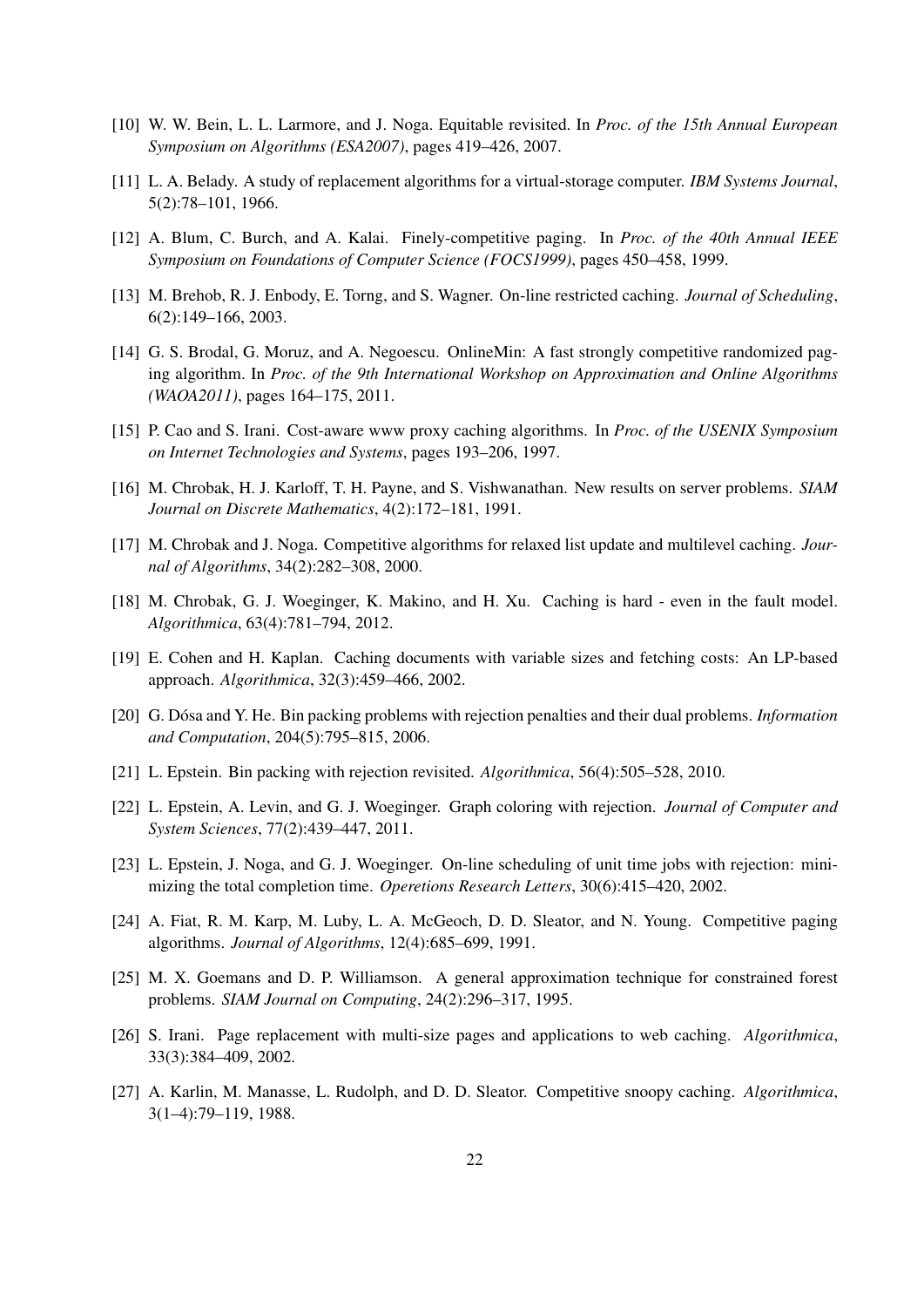[10] W. W. Bein, L. L. Larmore, and J. Noga. Equitable revisited. In *Proc. of the 15th Annual European Symposium on Algorithms (ESA2007)*, pages 419–426, 2007.

[11] L. A. Belady. A study of replacement algorithms for a virtual-storage computer. *IBM Systems Journal*, 5(2):78–101, 1966.

[12] A. Blum, C. Burch, and A. Kalai. Finely-competitive paging. In *Proc. of the 40th Annual IEEE Symposium on Foundations of Computer Science (FOCS1999)*, pages 450–458, 1999.

[13] M. Brehob, R. J. Enbody, E. Torng, and S. Wagner. On-line restricted caching. *Journal of Scheduling*, 6(2):149–166, 2003.

[14] G. S. Brodal, G. Moruz, and A. Negoescu. OnlineMin: A fast strongly competitive randomized paging algorithm. In *Proc. of the 9th International Workshop on Approximation and Online Algorithms (WAOA2011)*, pages 164–175, 2011.

[15] P. Cao and S. Irani. Cost-aware www proxy caching algorithms. In *Proc. of the USENIX Symposium on Internet Technologies and Systems*, pages 193–206, 1997.

[16] M. Chrobak, H. J. Karloff, T. H. Payne, and S. Vishwanathan. New results on server problems. *SIAM Journal on Discrete Mathematics*, 4(2):172–181, 1991.

[17] M. Chrobak and J. Noga. Competitive algorithms for relaxed list update and multilevel caching. *Journal of Algorithms*, 34(2):282–308, 2000.

[18] M. Chrobak, G. J. Woeginger, K. Makino, and H. Xu. Caching is hard - even in the fault model. *Algorithmica*, 63(4):781–794, 2012.

[19] E. Cohen and H. Kaplan. Caching documents with variable sizes and fetching costs: An LP-based approach. *Algorithmica*, 32(3):459–466, 2002.

[20] G. Dósa and Y. He. Bin packing problems with rejection penalties and their dual problems. *Information and Computation*, 204(5):795–815, 2006.

[21] L. Epstein. Bin packing with rejection revisited. *Algorithmica*, 56(4):505–528, 2010.

[22] L. Epstein, A. Levin, and G. J. Woeginger. Graph coloring with rejection. *Journal of Computer and System Sciences*, 77(2):439–447, 2011.

[23] L. Epstein, J. Noga, and G. J. Woeginger. On-line scheduling of unit time jobs with rejection: minimizing the total completion time. *Operetions Research Letters*, 30(6):415–420, 2002.

[24] A. Fiat, R. M. Karp, M. Luby, L. A. McGeoch, D. D. Sleator, and N. Young. Competitive paging algorithms. *Journal of Algorithms*, 12(4):685–699, 1991.

[25] M. X. Goemans and D. P. Williamson. A general approximation technique for constrained forest problems. *SIAM Journal on Computing*, 24(2):296–317, 1995.

[26] S. Irani. Page replacement with multi-size pages and applications to web caching. *Algorithmica*, 33(3):384–409, 2002.

[27] A. Karlin, M. Manasse, L. Rudolph, and D. D. Sleator. Competitive snoopy caching. *Algorithmica*, 3(1–4):79–119, 1988.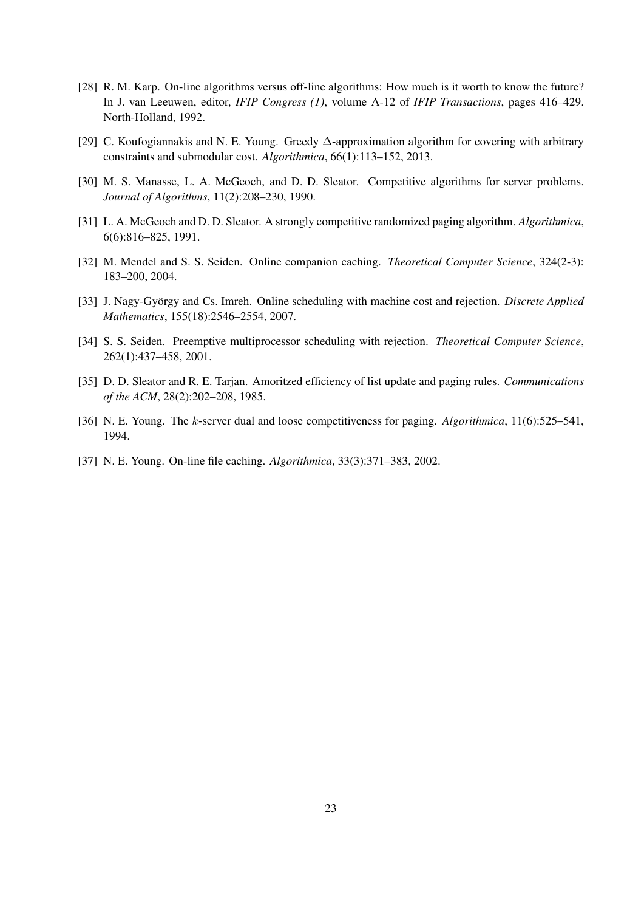[28] R. M. Karp. On-line algorithms versus off-line algorithms: How much is it worth to know the future? In J. van Leeuwen, editor, *IFIP Congress (1)*, volume A-12 of *IFIP Transactions*, pages 416–429. North-Holland, 1992.

[29] C. Koufogiannakis and N. E. Young. Greedy $\Delta$-approximation algorithm for covering with arbitrary constraints and submodular cost. *Algorithmica*, 66(1):113–152, 2013.

[30] M. S. Manasse, L. A. McGeoch, and D. D. Sleator. Competitive algorithms for server problems. *Journal of Algorithms*, 11(2):208–230, 1990.

[31] L. A. McGeoch and D. D. Sleator. A strongly competitive randomized paging algorithm. *Algorithmica*, 6(6):816–825, 1991.

[32] M. Mendel and S. S. Seiden. Online companion caching. *Theoretical Computer Science*, 324(2-3): 183–200, 2004.

[33] J. Nagy-György and Cs. Imreh. Online scheduling with machine cost and rejection. *Discrete Applied Mathematics*, 155(18):2546–2554, 2007.

[34] S. S. Seiden. Preemptive multiprocessor scheduling with rejection. *Theoretical Computer Science*, 262(1):437–458, 2001.

[35] D. D. Sleator and R. E. Tarjan. Amoritzed efficiency of list update and paging rules. *Communications of the ACM*, 28(2):202–208, 1985.

[36] N. E. Young. The $k$-server dual and loose competitiveness for paging. *Algorithmica*, 11(6):525–541, 1994.

[37] N. E. Young. On-line file caching. *Algorithmica*, 33(3):371–383, 2002.